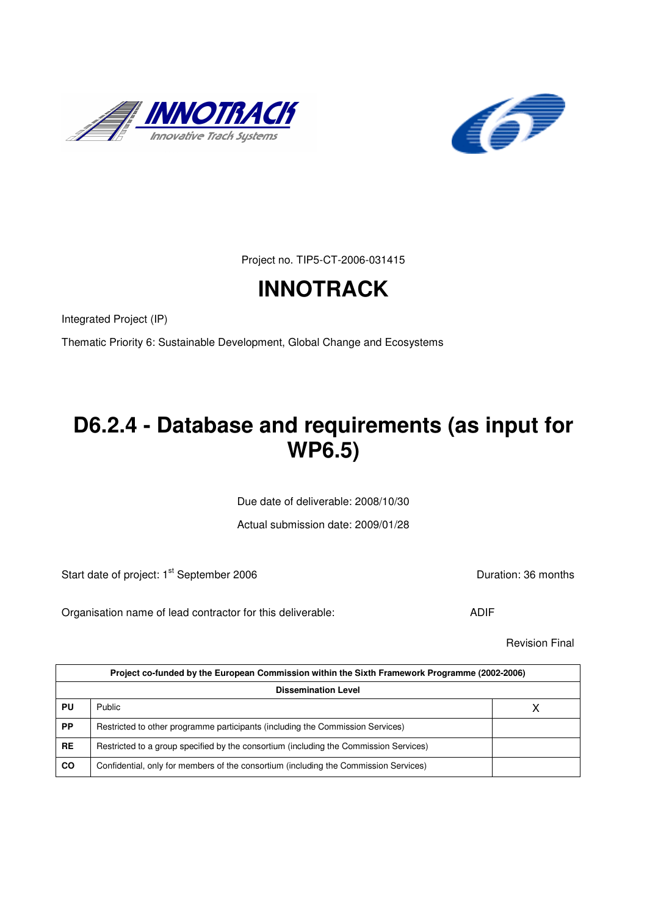Project no. TIP5-CT-2006-031415

# INNOTRACK

Integrated Project (IP)

Thematic Priority 6: Sustainable Development, Global Change and Ecosystems

# D6.2.4 - Database and requirements (as input for WP6.5)

Due date of deliverable: 2008/10/30

Actual submission date: 2009/01/28

Start date of project: 1st September 2006

Duration: 36 months

Organisation name of lead contractor for this deliverable: ADIF

Revision Final

| Project co-funded by the European Commission within the Sixth Framework Programme (2002-2006) | | |
|---|---|---|
| **Dissemination Level** | | |
| **PU** | Public | X |
| **PP** | Restricted to other programme participants (including the Commission Services) | |
| **RE** | Restricted to a group specified by the consortium (including the Commission Services) | |
| **CO** | Confidential, only for members of the consortium (including the Commission Services) | |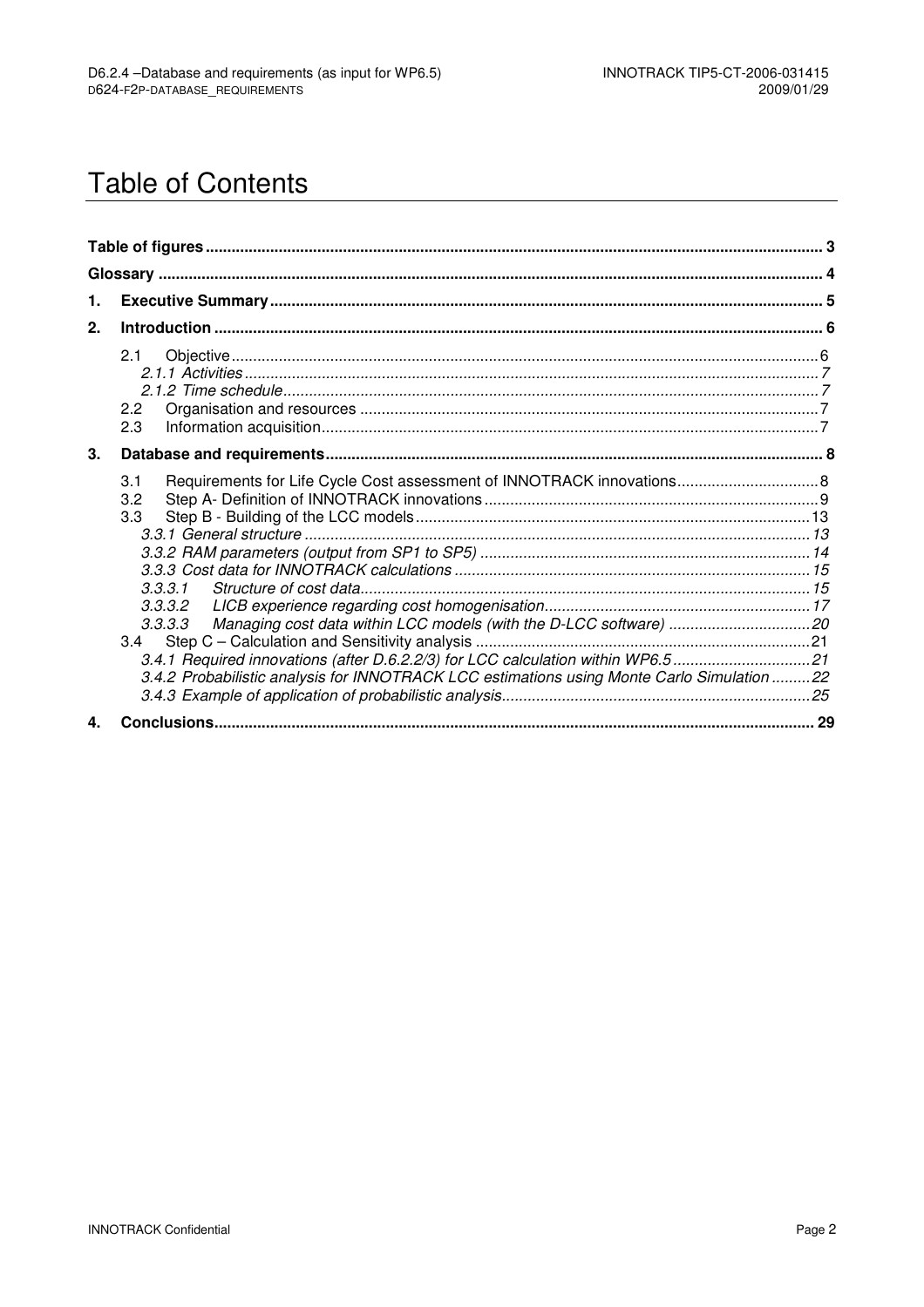# Table of Contents

**Table of figures** ..... **3**

**Glossary** ..... **4**

**1. Executive Summary** ..... **5**

**2. Introduction** ..... **6**

- 2.1 Objective ..... 6
  - *2.1.1 Activities* ..... *7*
  - *2.1.2 Time schedule* ..... *7*
- 2.2 Organisation and resources ..... 7
- 2.3 Information acquisition ..... 7

**3. Database and requirements** ..... **8**

- 3.1 Requirements for Life Cycle Cost assessment of INNOTRACK innovations ..... 8
- 3.2 Step A- Definition of INNOTRACK innovations ..... 9
- 3.3 Step B - Building of the LCC models ..... 13
  - *3.3.1 General structure* ..... *13*
  - *3.3.2 RAM parameters (output from SP1 to SP5)* ..... *14*
  - *3.3.3 Cost data for INNOTRACK calculations* ..... *15*
    - *3.3.3.1 Structure of cost data* ..... *15*
    - *3.3.3.2 LICB experience regarding cost homogenisation* ..... *17*
    - *3.3.3.3 Managing cost data within LCC models (with the D-LCC software)* ..... *20*
- 3.4 Step C – Calculation and Sensitivity analysis ..... 21
  - *3.4.1 Required innovations (after D.6.2.2/3) for LCC calculation within WP6.5* ..... *21*
  - *3.4.2 Probabilistic analysis for INNOTRACK LCC estimations using Monte Carlo Simulation* ..... *22*
  - *3.4.3 Example of application of probabilistic analysis* ..... *25*

**4. Conclusions** ..... **29**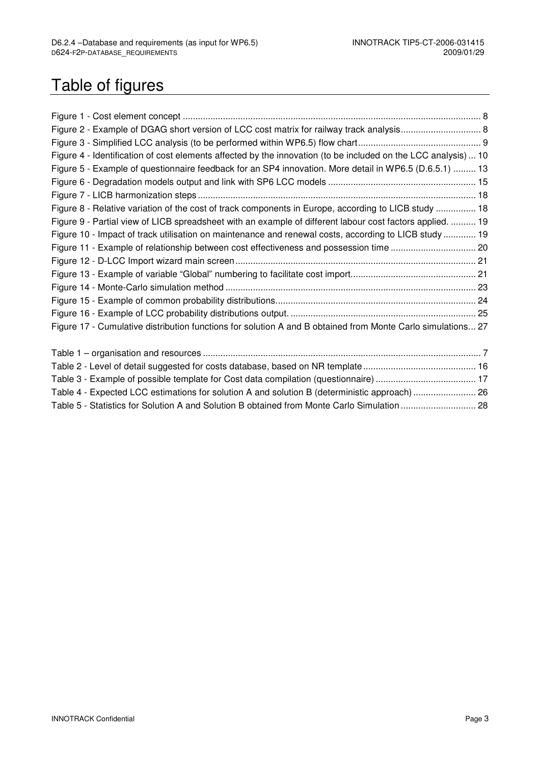# Table of figures

Figure 1 - Cost element concept ........................................................................................................................ 8
Figure 2 - Example of DGAG short version of LCC cost matrix for railway track analysis................................ 8
Figure 3 - Simplified LCC analysis (to be performed within WP6.5) flow chart................................................ 9
Figure 4 - Identification of cost elements affected by the innovation (to be included on the LCC analysis) ... 10
Figure 5 - Example of questionnaire feedback for an SP4 innovation. More detail in WP6.5 (D.6.5.1) ......... 13
Figure 6 - Degradation models output and link with SP6 LCC models ........................................................... 15
Figure 7 - LICB harmonization steps .............................................................................................................. 18
Figure 8 - Relative variation of the cost of track components in Europe, according to LICB study ................ 18
Figure 9 - Partial view of LICB spreadsheet with an example of different labour cost factors applied. .......... 19
Figure 10 - Impact of track utilisation on maintenance and renewal costs, according to LICB study ............. 19
Figure 11 - Example of relationship between cost effectiveness and possession time .................................. 20
Figure 12 - D-LCC Import wizard main screen ............................................................................................... 21
Figure 13 - Example of variable "Global" numbering to facilitate cost import................................................. 21
Figure 14 - Monte-Carlo simulation method ................................................................................................... 23
Figure 15 - Example of common probability distributions............................................................................... 24
Figure 16 - Example of LCC probability distributions output. ......................................................................... 25
Figure 17 - Cumulative distribution functions for solution A and B obtained from Monte Carlo simulations... 27

Table 1 – organisation and resources .............................................................................................................. 7
Table 2 - Level of detail suggested for costs database, based on NR template ............................................. 16
Table 3 - Example of possible template for Cost data compilation (questionnaire) ........................................ 17
Table 4 - Expected LCC estimations for solution A and solution B (deterministic approach) ......................... 26
Table 5 - Statistics for Solution A and Solution B obtained from Monte Carlo Simulation .............................. 28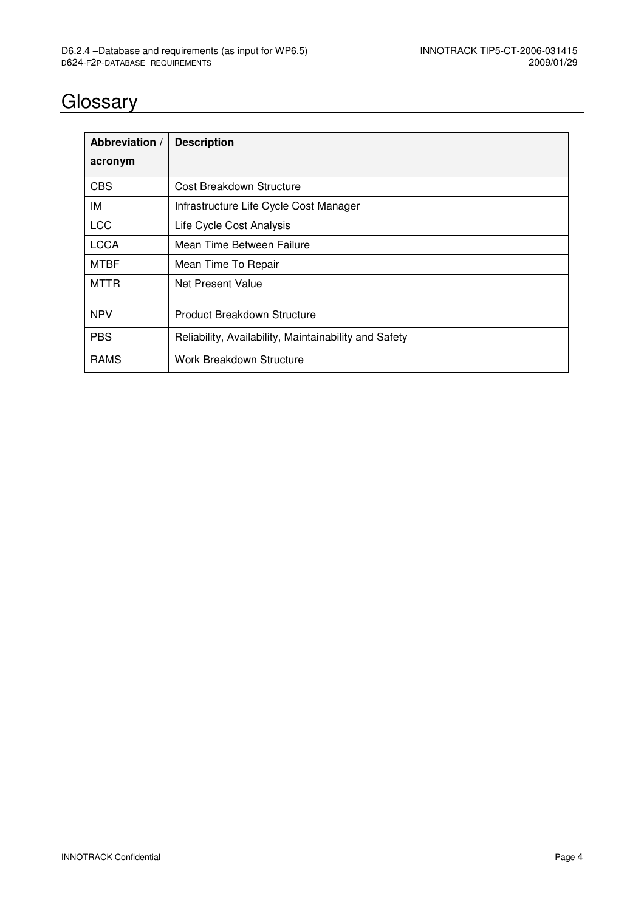# Glossary

| Abbreviation / acronym | Description |
|---|---|
| CBS | Cost Breakdown Structure |
| IM | Infrastructure Life Cycle Cost Manager |
| LCC | Life Cycle Cost Analysis |
| LCCA | Mean Time Between Failure |
| MTBF | Mean Time To Repair |
| MTTR | Net Present Value |
| NPV | Product Breakdown Structure |
| PBS | Reliability, Availability, Maintainability and Safety |
| RAMS | Work Breakdown Structure |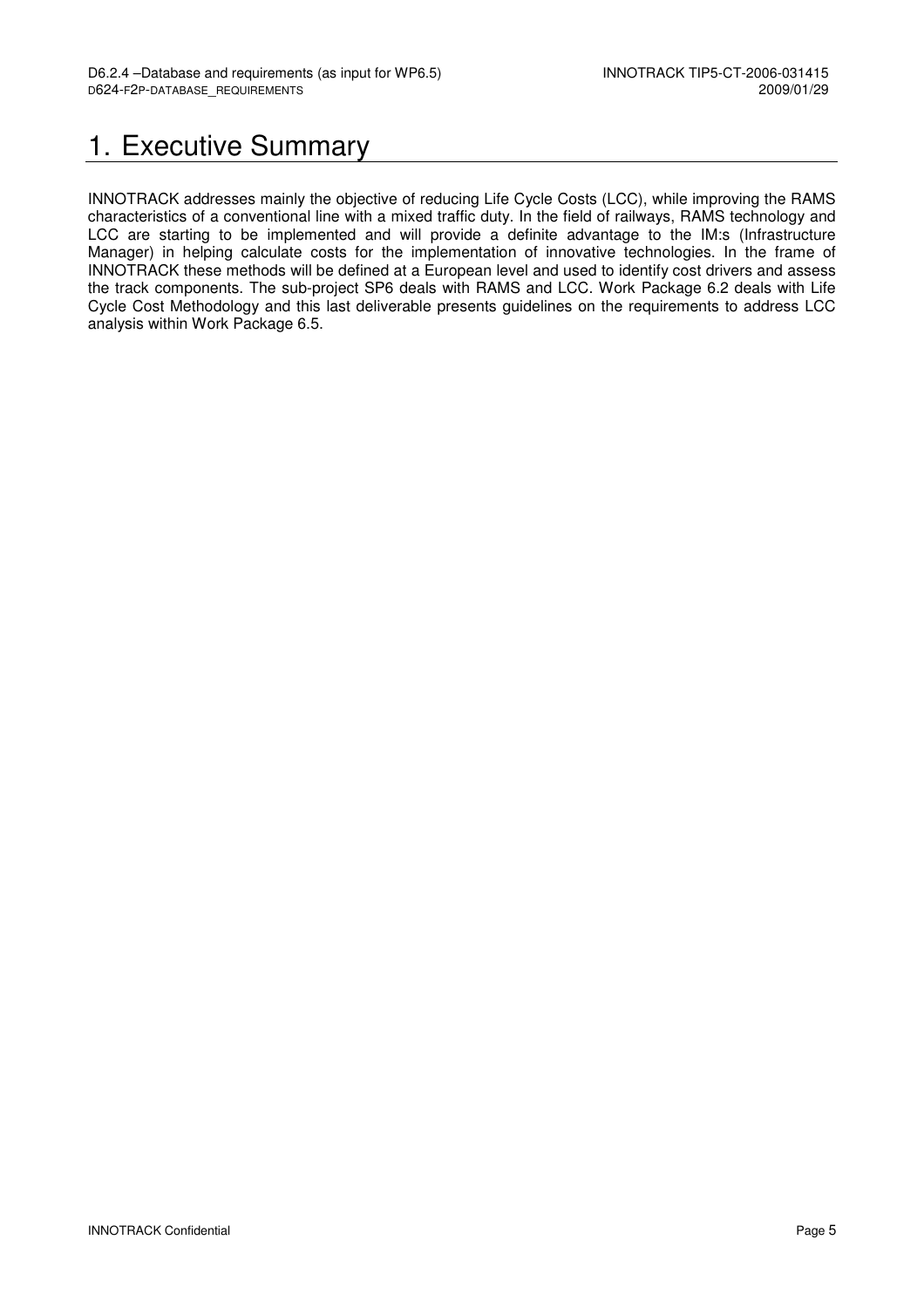# 1. Executive Summary

INNOTRACK addresses mainly the objective of reducing Life Cycle Costs (LCC), while improving the RAMS characteristics of a conventional line with a mixed traffic duty. In the field of railways, RAMS technology and LCC are starting to be implemented and will provide a definite advantage to the IM:s (Infrastructure Manager) in helping calculate costs for the implementation of innovative technologies. In the frame of INNOTRACK these methods will be defined at a European level and used to identify cost drivers and assess the track components. The sub-project SP6 deals with RAMS and LCC. Work Package 6.2 deals with Life Cycle Cost Methodology and this last deliverable presents guidelines on the requirements to address LCC analysis within Work Package 6.5.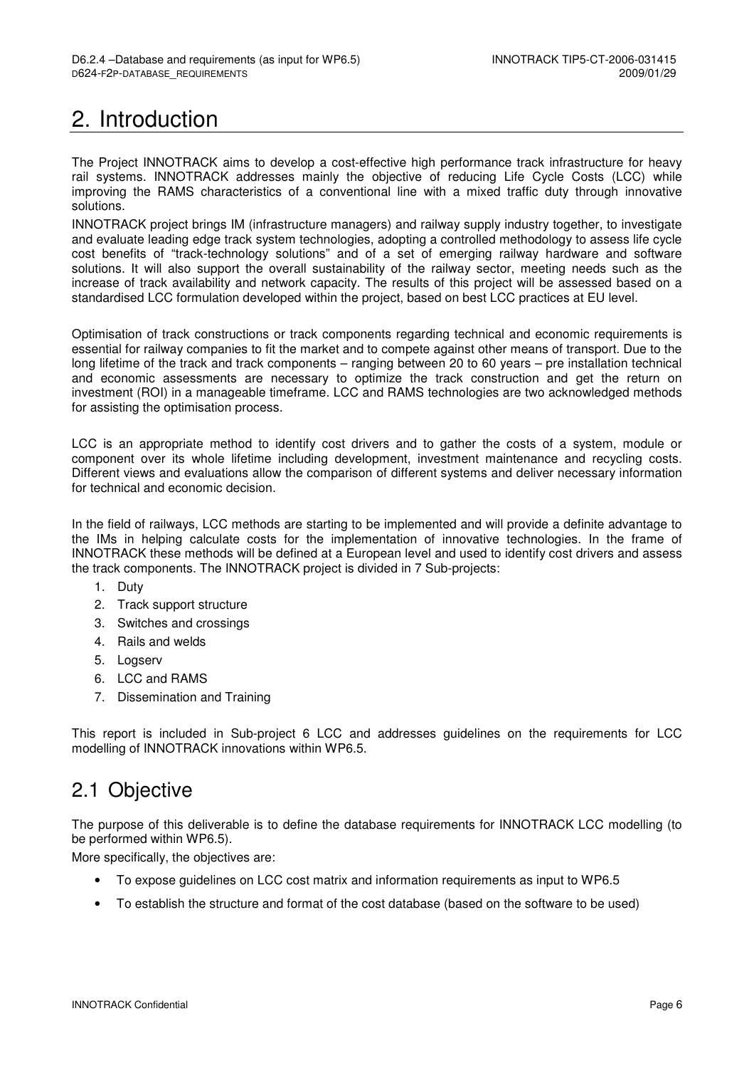# 2. Introduction

The Project INNOTRACK aims to develop a cost-effective high performance track infrastructure for heavy rail systems. INNOTRACK addresses mainly the objective of reducing Life Cycle Costs (LCC) while improving the RAMS characteristics of a conventional line with a mixed traffic duty through innovative solutions.

INNOTRACK project brings IM (infrastructure managers) and railway supply industry together, to investigate and evaluate leading edge track system technologies, adopting a controlled methodology to assess life cycle cost benefits of "track-technology solutions" and of a set of emerging railway hardware and software solutions. It will also support the overall sustainability of the railway sector, meeting needs such as the increase of track availability and network capacity. The results of this project will be assessed based on a standardised LCC formulation developed within the project, based on best LCC practices at EU level.

Optimisation of track constructions or track components regarding technical and economic requirements is essential for railway companies to fit the market and to compete against other means of transport. Due to the long lifetime of the track and track components – ranging between 20 to 60 years – pre installation technical and economic assessments are necessary to optimize the track construction and get the return on investment (ROI) in a manageable timeframe. LCC and RAMS technologies are two acknowledged methods for assisting the optimisation process.

LCC is an appropriate method to identify cost drivers and to gather the costs of a system, module or component over its whole lifetime including development, investment maintenance and recycling costs. Different views and evaluations allow the comparison of different systems and deliver necessary information for technical and economic decision.

In the field of railways, LCC methods are starting to be implemented and will provide a definite advantage to the IMs in helping calculate costs for the implementation of innovative technologies. In the frame of INNOTRACK these methods will be defined at a European level and used to identify cost drivers and assess the track components. The INNOTRACK project is divided in 7 Sub-projects:

1. Duty
2. Track support structure
3. Switches and crossings
4. Rails and welds
5. Logserv
6. LCC and RAMS
7. Dissemination and Training

This report is included in Sub-project 6 LCC and addresses guidelines on the requirements for LCC modelling of INNOTRACK innovations within WP6.5.

## 2.1 Objective

The purpose of this deliverable is to define the database requirements for INNOTRACK LCC modelling (to be performed within WP6.5).

More specifically, the objectives are:

- To expose guidelines on LCC cost matrix and information requirements as input to WP6.5
- To establish the structure and format of the cost database (based on the software to be used)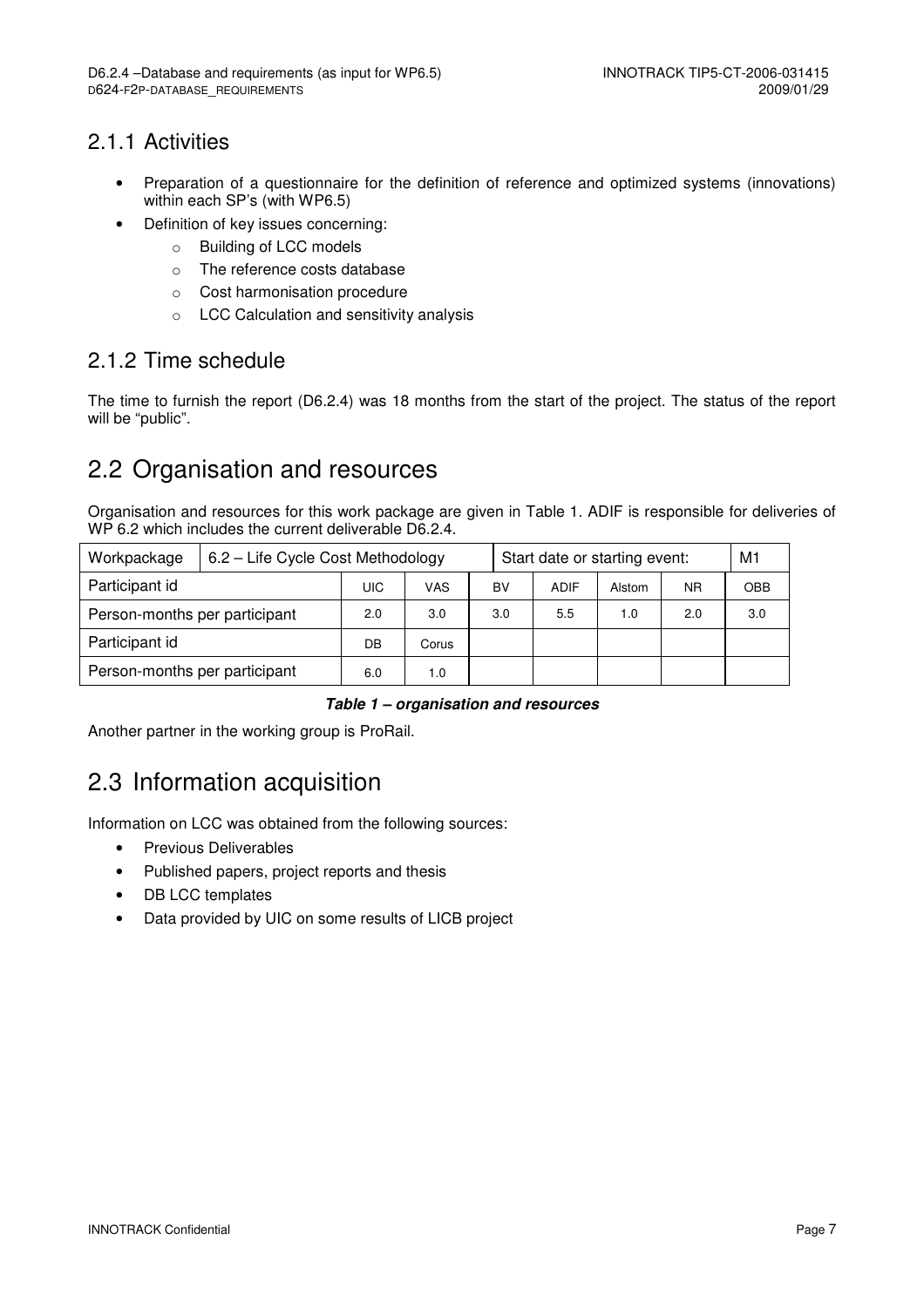### 2.1.1 Activities

- Preparation of a questionnaire for the definition of reference and optimized systems (innovations) within each SP's (with WP6.5)
- Definition of key issues concerning:
    - Building of LCC models
    - The reference costs database
    - Cost harmonisation procedure
    - LCC Calculation and sensitivity analysis

### 2.1.2 Time schedule

The time to furnish the report (D6.2.4) was 18 months from the start of the project. The status of the report will be "public".

## 2.2 Organisation and resources

Organisation and resources for this work package are given in Table 1. ADIF is responsible for deliveries of WP 6.2 which includes the current deliverable D6.2.4.

| Workpackage | 6.2 – Life Cycle Cost Methodology | | | Start date or starting event: | | | M1 |
|---|---|---|---|---|---|---|---|
| Participant id | UIC | VAS | BV | ADIF | Alstom | NR | OBB |
| Person-months per participant | 2.0 | 3.0 | 3.0 | 5.5 | 1.0 | 2.0 | 3.0 |
| Participant id | DB | Corus | | | | | |
| Person-months per participant | 6.0 | 1.0 | | | | | |

***Table 1 – organisation and resources***

Another partner in the working group is ProRail.

## 2.3 Information acquisition

Information on LCC was obtained from the following sources:

- Previous Deliverables
- Published papers, project reports and thesis
- DB LCC templates
- Data provided by UIC on some results of LICB project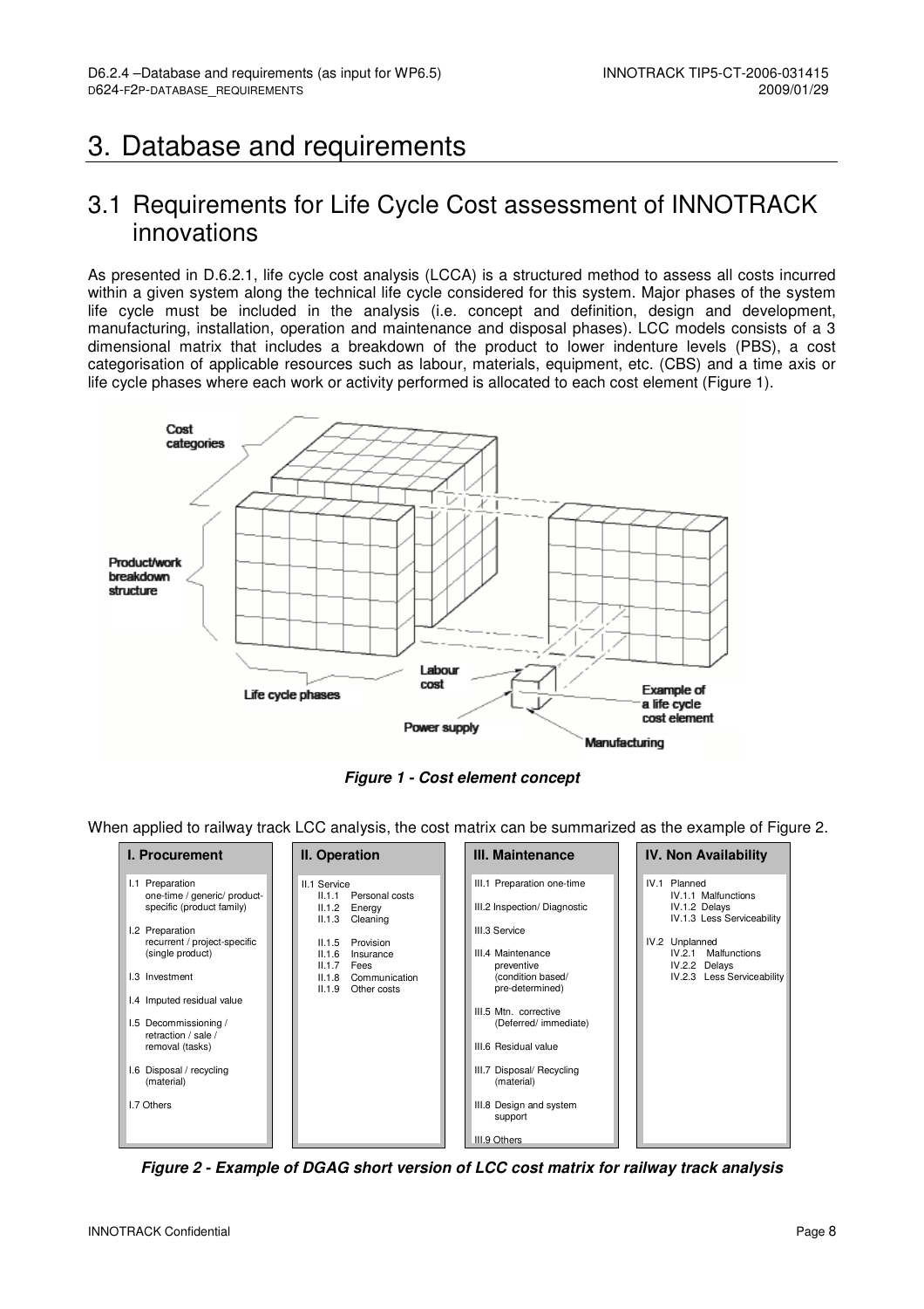# 3. Database and requirements

## 3.1 Requirements for Life Cycle Cost assessment of INNOTRACK innovations

As presented in D.6.2.1, life cycle cost analysis (LCCA) is a structured method to assess all costs incurred within a given system along the technical life cycle considered for this system. Major phases of the system life cycle must be included in the analysis (i.e. concept and definition, design and development, manufacturing, installation, operation and maintenance and disposal phases). LCC models consists of a 3 dimensional matrix that includes a breakdown of the product to lower indenture levels (PBS), a cost categorisation of applicable resources such as labour, materials, equipment, etc. (CBS) and a time axis or life cycle phases where each work or activity performed is allocated to each cost element (Figure 1).

***Figure 1 - Cost element concept***

When applied to railway track LCC analysis, the cost matrix can be summarized as the example of Figure 2.

| I. Procurement | II. Operation | III. Maintenance | IV. Non Availability |
|---|---|---|---|
| I.1 Preparation one-time / generic/ product-specific (product family)<br>I.2 Preparation recurrent / project-specific (single product)<br>I.3 Investment<br>I.4 Imputed residual value<br>I.5 Decommissioning / retraction / sale / removal (tasks)<br>I.6 Disposal / recycling (material)<br>I.7 Others | II.1 Service<br>II.1.1 Personal costs<br>II.1.2 Energy<br>II.1.3 Cleaning<br>II.1.5 Provision<br>II.1.6 Insurance<br>II.1.7 Fees<br>II.1.8 Communication<br>II.1.9 Other costs | III.1 Preparation one-time<br>III.2 Inspection/ Diagnostic<br>III.3 Service<br>III.4 Maintenance preventive (condition based/ pre-determined)<br>III.5 Mtn. corrective (Deferred/ immediate)<br>III.6 Residual value<br>III.7 Disposal/ Recycling (material)<br>III.8 Design and system support<br>III.9 Others | IV.1 Planned<br>IV.1.1 Malfunctions<br>IV.1.2 Delays<br>IV.1.3 Less Serviceability<br>IV.2 Unplanned<br>IV.2.1 Malfunctions<br>IV.2.2 Delays<br>IV.2.3 Less Serviceability |

***Figure 2 - Example of DGAG short version of LCC cost matrix for railway track analysis***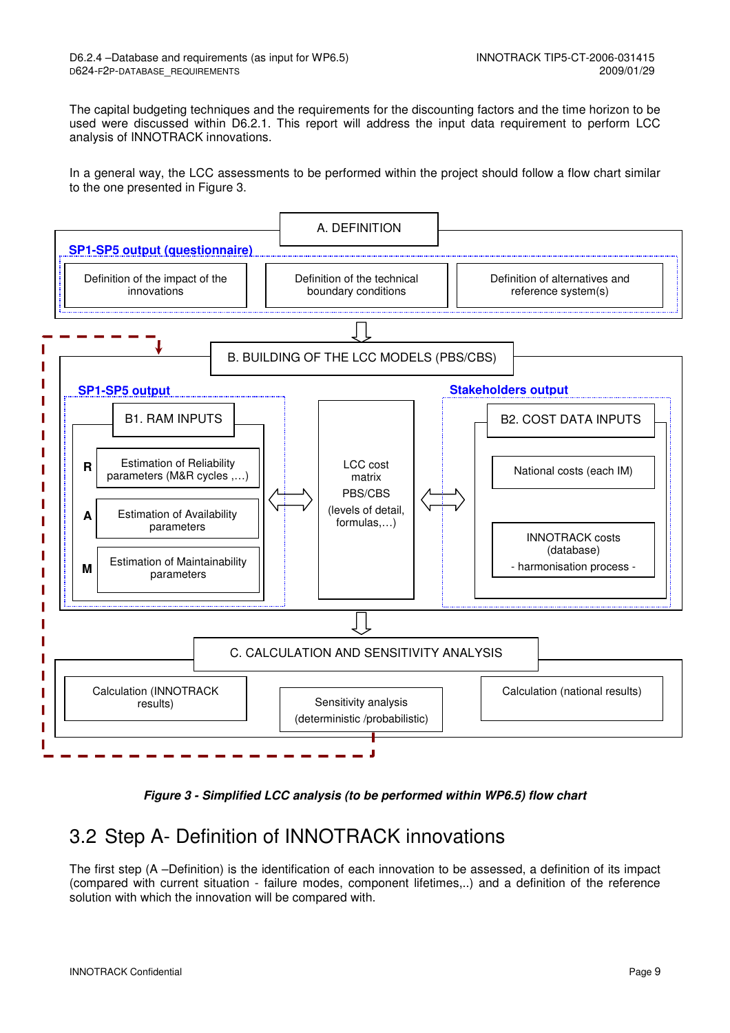The capital budgeting techniques and the requirements for the discounting factors and the time horizon to be used were discussed within D6.2.1. This report will address the input data requirement to perform LCC analysis of INNOTRACK innovations.

In a general way, the LCC assessments to be performed within the project should follow a flow chart similar to the one presented in Figure 3.

A. DEFINITION

SP1-SP5 output (questionnaire)

Definition of the impact of the innovations

Definition of the technical boundary conditions

Definition of alternatives and reference system(s)

B. BUILDING OF THE LCC MODELS (PBS/CBS)

SP1-SP5 output

B1. RAM INPUTS

R — Estimation of Reliability parameters (M&R cycles ,…)

A — Estimation of Availability parameters

M — Estimation of Maintainability parameters

LCC cost matrix PBS/CBS (levels of detail, formulas,…)

Stakeholders output

B2. COST DATA INPUTS

National costs (each IM)

INNOTRACK costs (database) - harmonisation process -

C. CALCULATION AND SENSITIVITY ANALYSIS

Calculation (INNOTRACK results)

Sensitivity analysis (deterministic /probabilistic)

Calculation (national results)

***Figure 3 - Simplified LCC analysis (to be performed within WP6.5) flow chart***

## 3.2 Step A- Definition of INNOTRACK innovations

The first step (A –Definition) is the identification of each innovation to be assessed, a definition of its impact (compared with current situation - failure modes, component lifetimes,..) and a definition of the reference solution with which the innovation will be compared with.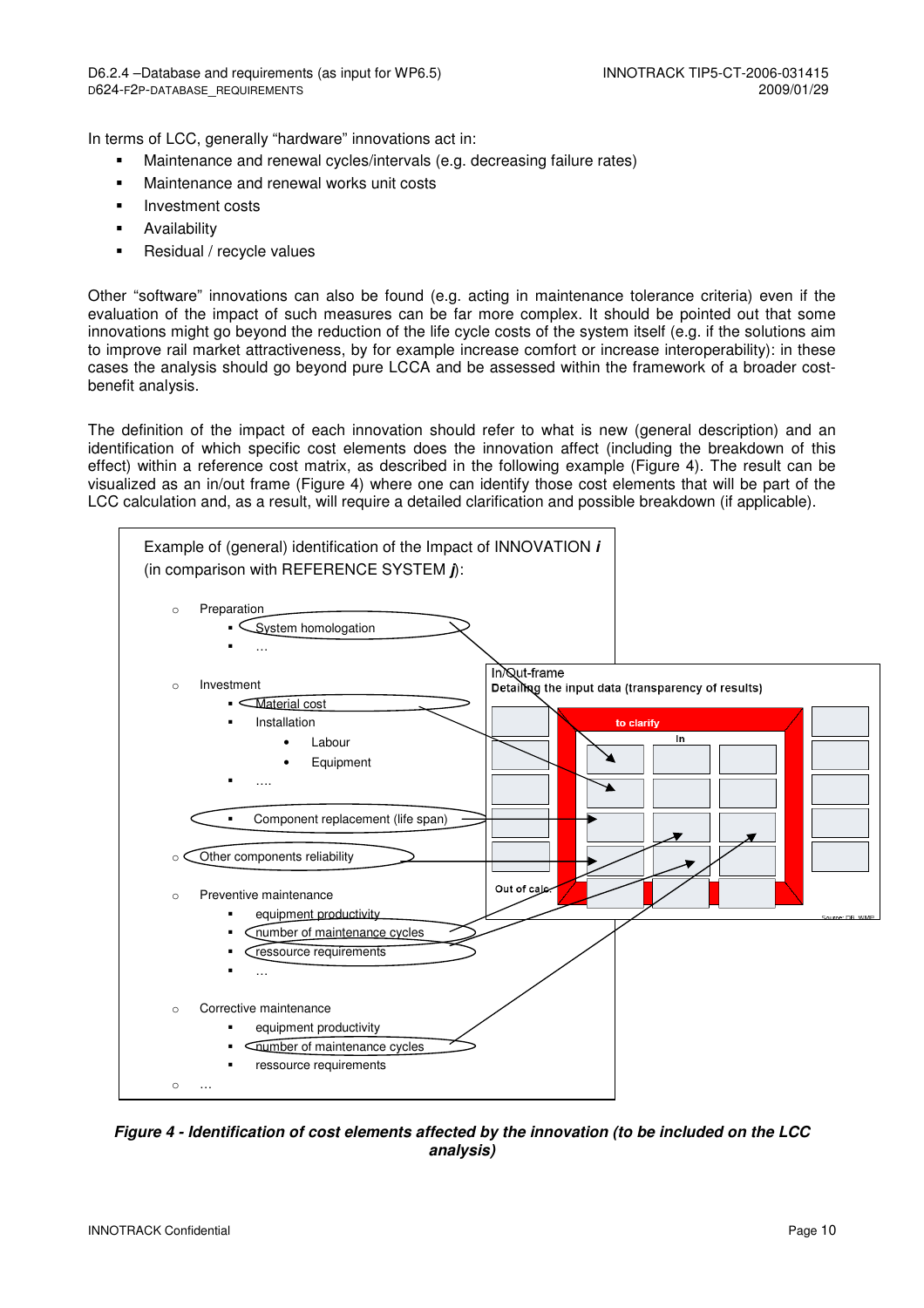In terms of LCC, generally "hardware" innovations act in:

- Maintenance and renewal cycles/intervals (e.g. decreasing failure rates)
- Maintenance and renewal works unit costs
- Investment costs
- Availability
- Residual / recycle values

Other "software" innovations can also be found (e.g. acting in maintenance tolerance criteria) even if the evaluation of the impact of such measures can be far more complex. It should be pointed out that some innovations might go beyond the reduction of the life cycle costs of the system itself (e.g. if the solutions aim to improve rail market attractiveness, by for example increase comfort or increase interoperability): in these cases the analysis should go beyond pure LCCA and be assessed within the framework of a broader cost-benefit analysis.

The definition of the impact of each innovation should refer to what is new (general description) and an identification of which specific cost elements does the innovation affect (including the breakdown of this effect) within a reference cost matrix, as described in the following example (Figure 4). The result can be visualized as an in/out frame (Figure 4) where one can identify those cost elements that will be part of the LCC calculation and, as a result, will require a detailed clarification and possible breakdown (if applicable).

Example of (general) identification of the Impact of INNOVATION ***i*** (in comparison with REFERENCE SYSTEM ***j***):

- Preparation
  - System homologation
  - …
- Investment
  - Material cost
  - Installation
    - Labour
    - Equipment
  - ….
  - Component replacement (life span)
- Other components reliability
- Preventive maintenance
  - equipment productivity
  - number of maintenance cycles
  - ressource requirements
  - …
- Corrective maintenance
  - equipment productivity
  - number of maintenance cycles
  - ressource requirements
- …

In/Out-frame
Detailing the input data (transparency of results)
to clarify
In
Out of calc.
Source: DB, WMP

***Figure 4 - Identification of cost elements affected by the innovation (to be included on the LCC analysis)***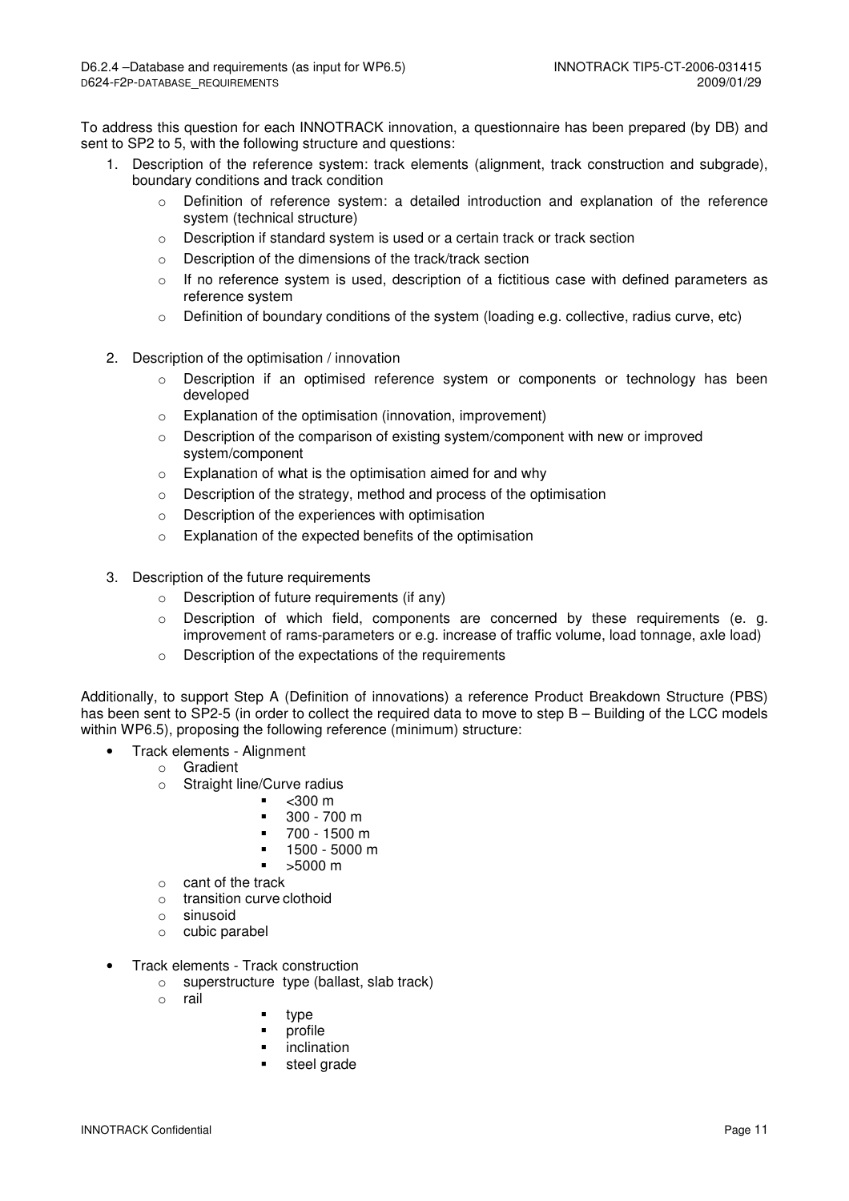To address this question for each INNOTRACK innovation, a questionnaire has been prepared (by DB) and sent to SP2 to 5, with the following structure and questions:

1. Description of the reference system: track elements (alignment, track construction and subgrade), boundary conditions and track condition
   - Definition of reference system: a detailed introduction and explanation of the reference system (technical structure)
   - Description if standard system is used or a certain track or track section
   - Description of the dimensions of the track/track section
   - If no reference system is used, description of a fictitious case with defined parameters as reference system
   - Definition of boundary conditions of the system (loading e.g. collective, radius curve, etc)

2. Description of the optimisation / innovation
   - Description if an optimised reference system or components or technology has been developed
   - Explanation of the optimisation (innovation, improvement)
   - Description of the comparison of existing system/component with new or improved system/component
   - Explanation of what is the optimisation aimed for and why
   - Description of the strategy, method and process of the optimisation
   - Description of the experiences with optimisation
   - Explanation of the expected benefits of the optimisation

3. Description of the future requirements
   - Description of future requirements (if any)
   - Description of which field, components are concerned by these requirements (e. g. improvement of rams-parameters or e.g. increase of traffic volume, load tonnage, axle load)
   - Description of the expectations of the requirements

Additionally, to support Step A (Definition of innovations) a reference Product Breakdown Structure (PBS) has been sent to SP2-5 (in order to collect the required data to move to step B – Building of the LCC models within WP6.5), proposing the following reference (minimum) structure:

- Track elements - Alignment
  - Gradient
  - Straight line/Curve radius
    - <300 m
    - 300 - 700 m
    - 700 - 1500 m
    - 1500 - 5000 m
    - >5000 m
  - cant of the track
  - transition curve clothoid
  - sinusoid
  - cubic parabel

- Track elements - Track construction
  - superstructure type (ballast, slab track)
  - rail
    - type
    - profile
    - inclination
    - steel grade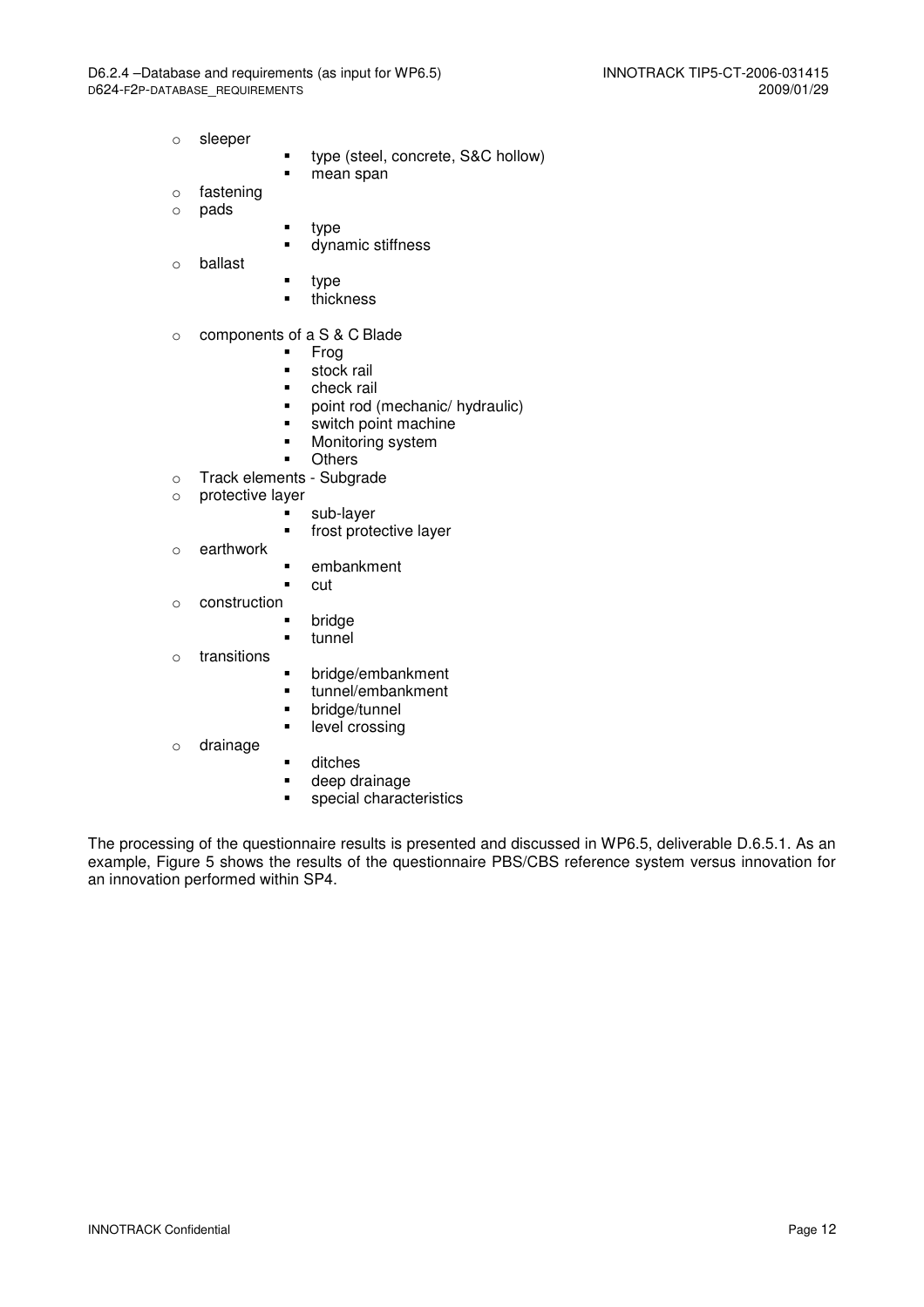- sleeper
    - type (steel, concrete, S&C hollow)
    - mean span
- fastening
- pads
    - type
    - dynamic stiffness
- ballast
    - type
    - thickness

- components of a S & C Blade
    - Frog
    - stock rail
    - check rail
    - point rod (mechanic/ hydraulic)
    - switch point machine
    - Monitoring system
    - Others
- Track elements - Subgrade
- protective layer
    - sub-layer
    - frost protective layer
- earthwork
    - embankment
    - cut
- construction
    - bridge
    - tunnel
- transitions
    - bridge/embankment
    - tunnel/embankment
    - bridge/tunnel
    - level crossing
- drainage
    - ditches
    - deep drainage
    - special characteristics

The processing of the questionnaire results is presented and discussed in WP6.5, deliverable D.6.5.1. As an example, Figure 5 shows the results of the questionnaire PBS/CBS reference system versus innovation for an innovation performed within SP4.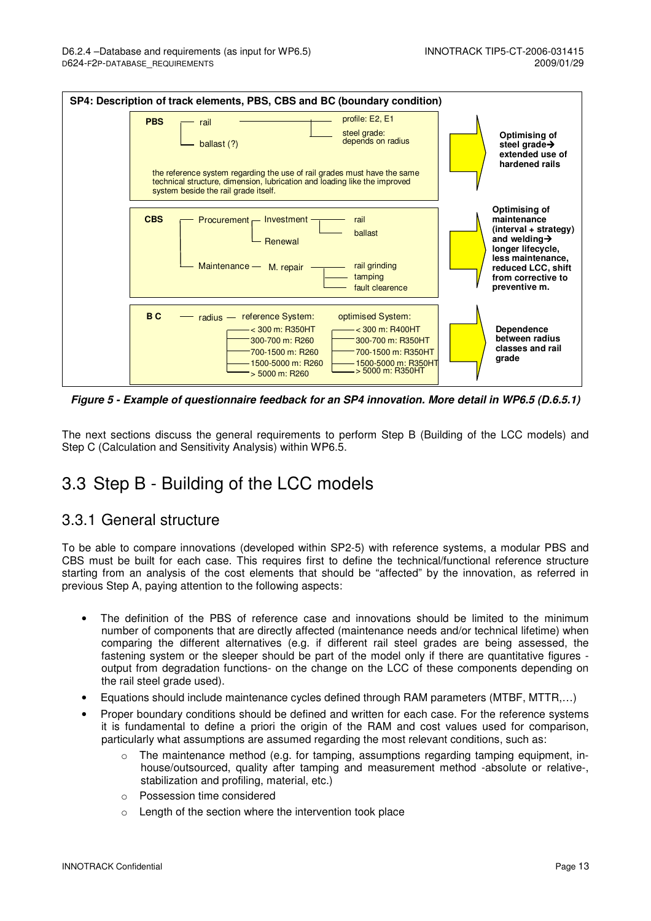**SP4: Description of track elements, PBS, CBS and BC (boundary condition)**

**PBS**
- rail
  - profile: E2, E1
  - steel grade: depends on radius
- ballast (?)

the reference system regarding the use of rail grades must have the same technical structure, dimension, lubrication and loading like the improved system beside the rail grade itself.

**Optimising of steel grade→ extended use of hardened rails**

**CBS**
- Procurement
  - Investment
    - rail
    - ballast
  - Renewal
- Maintenance — M. repair
  - rail grinding
  - tamping
  - fault clearence

**Optimising of maintenance (interval + strategy) and welding→ longer lifecycle, less maintenance, reduced LCC, shift from corrective to preventive m.**

**B C** — radius

| reference System: | optimised System: |
|---|---|
| < 300 m: R350HT | < 300 m: R400HT |
| 300-700 m: R260 | 300-700 m: R350HT |
| 700-1500 m: R260 | 700-1500 m: R350HT |
| 1500-5000 m: R260 | 1500-5000 m: R350HT |
| > 5000 m: R260 | > 5000 m: R350HT |

**Dependence between radius classes and rail grade**

***Figure 5 - Example of questionnaire feedback for an SP4 innovation. More detail in WP6.5 (D.6.5.1)***

The next sections discuss the general requirements to perform Step B (Building of the LCC models) and Step C (Calculation and Sensitivity Analysis) within WP6.5.

## 3.3 Step B - Building of the LCC models

### 3.3.1 General structure

To be able to compare innovations (developed within SP2-5) with reference systems, a modular PBS and CBS must be built for each case. This requires first to define the technical/functional reference structure starting from an analysis of the cost elements that should be "affected" by the innovation, as referred in previous Step A, paying attention to the following aspects:

- The definition of the PBS of reference case and innovations should be limited to the minimum number of components that are directly affected (maintenance needs and/or technical lifetime) when comparing the different alternatives (e.g. if different rail steel grades are being assessed, the fastening system or the sleeper should be part of the model only if there are quantitative figures - output from degradation functions- on the change on the LCC of these components depending on the rail steel grade used).
- Equations should include maintenance cycles defined through RAM parameters (MTBF, MTTR,…)
- Proper boundary conditions should be defined and written for each case. For the reference systems it is fundamental to define a priori the origin of the RAM and cost values used for comparison, particularly what assumptions are assumed regarding the most relevant conditions, such as:
  - The maintenance method (e.g. for tamping, assumptions regarding tamping equipment, in-house/outsourced, quality after tamping and measurement method -absolute or relative-, stabilization and profiling, material, etc.)
  - Possession time considered
  - Length of the section where the intervention took place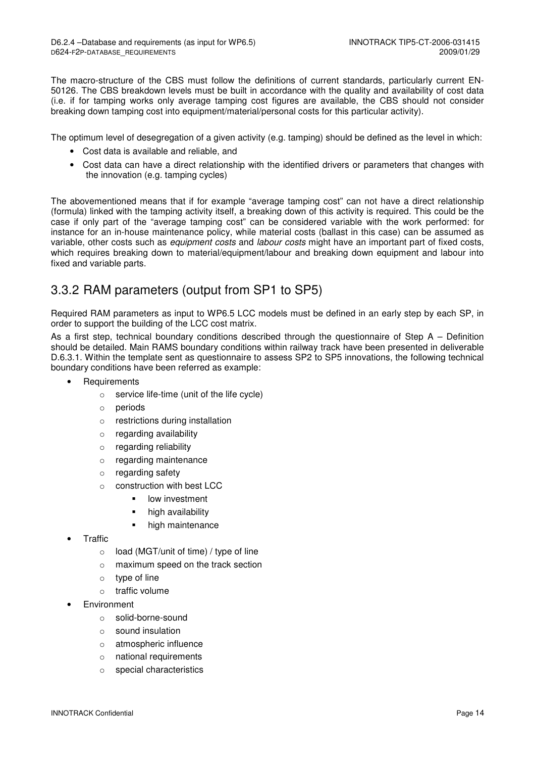The macro-structure of the CBS must follow the definitions of current standards, particularly current EN-50126. The CBS breakdown levels must be built in accordance with the quality and availability of cost data (i.e. if for tamping works only average tamping cost figures are available, the CBS should not consider breaking down tamping cost into equipment/material/personal costs for this particular activity).

The optimum level of desegregation of a given activity (e.g. tamping) should be defined as the level in which:

- Cost data is available and reliable, and
- Cost data can have a direct relationship with the identified drivers or parameters that changes with the innovation (e.g. tamping cycles)

The abovementioned means that if for example "average tamping cost" can not have a direct relationship (formula) linked with the tamping activity itself, a breaking down of this activity is required. This could be the case if only part of the "average tamping cost" can be considered variable with the work performed: for instance for an in-house maintenance policy, while material costs (ballast in this case) can be assumed as variable, other costs such as *equipment costs* and *labour costs* might have an important part of fixed costs, which requires breaking down to material/equipment/labour and breaking down equipment and labour into fixed and variable parts.

## 3.3.2 RAM parameters (output from SP1 to SP5)

Required RAM parameters as input to WP6.5 LCC models must be defined in an early step by each SP, in order to support the building of the LCC cost matrix.

As a first step, technical boundary conditions described through the questionnaire of Step A – Definition should be detailed. Main RAMS boundary conditions within railway track have been presented in deliverable D.6.3.1. Within the template sent as questionnaire to assess SP2 to SP5 innovations, the following technical boundary conditions have been referred as example:

- Requirements
  - service life-time (unit of the life cycle)
  - periods
  - restrictions during installation
  - regarding availability
  - regarding reliability
  - regarding maintenance
  - regarding safety
  - construction with best LCC
    - low investment
    - high availability
    - high maintenance
- Traffic
  - load (MGT/unit of time) / type of line
  - maximum speed on the track section
  - type of line
  - traffic volume
- Environment
  - solid-borne-sound
  - sound insulation
  - atmospheric influence
  - national requirements
  - special characteristics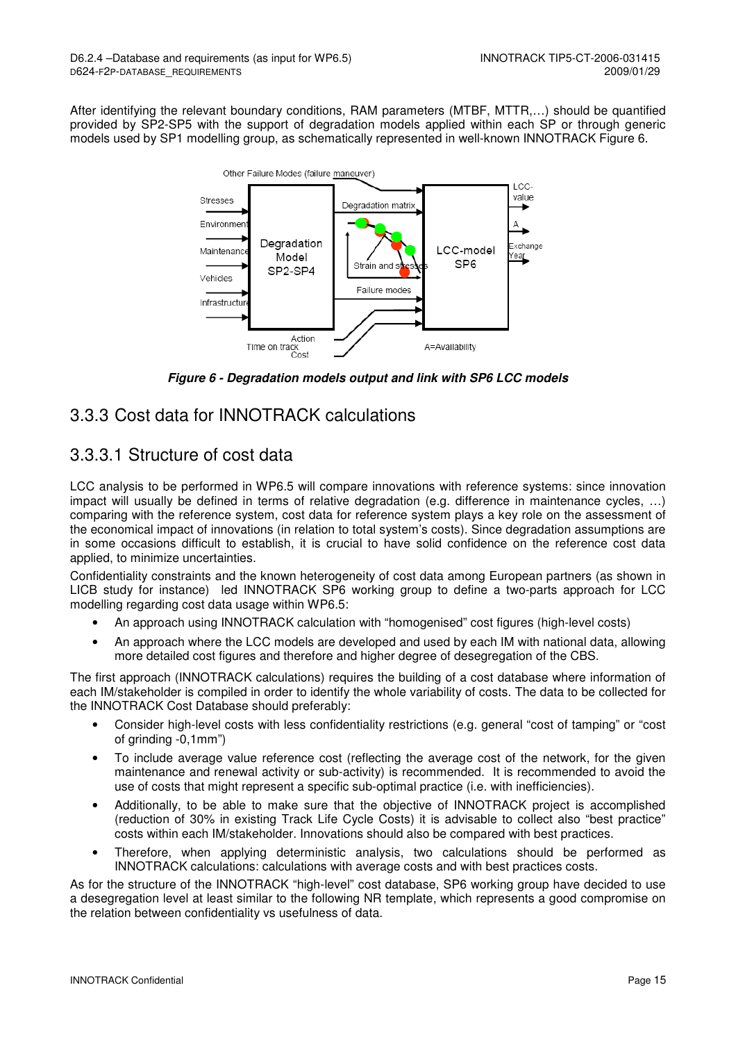After identifying the relevant boundary conditions, RAM parameters (MTBF, MTTR,…) should be quantified provided by SP2-SP5 with the support of degradation models applied within each SP or through generic models used by SP1 modelling group, as schematically represented in well-known INNOTRACK Figure 6.

***Figure 6 - Degradation models output and link with SP6 LCC models***

## 3.3.3 Cost data for INNOTRACK calculations

### 3.3.3.1 Structure of cost data

LCC analysis to be performed in WP6.5 will compare innovations with reference systems: since innovation impact will usually be defined in terms of relative degradation (e.g. difference in maintenance cycles, …) comparing with the reference system, cost data for reference system plays a key role on the assessment of the economical impact of innovations (in relation to total system's costs). Since degradation assumptions are in some occasions difficult to establish, it is crucial to have solid confidence on the reference cost data applied, to minimize uncertainties.

Confidentiality constraints and the known heterogeneity of cost data among European partners (as shown in LICB study for instance) led INNOTRACK SP6 working group to define a two-parts approach for LCC modelling regarding cost data usage within WP6.5:

- An approach using INNOTRACK calculation with "homogenised" cost figures (high-level costs)
- An approach where the LCC models are developed and used by each IM with national data, allowing more detailed cost figures and therefore and higher degree of desegregation of the CBS.

The first approach (INNOTRACK calculations) requires the building of a cost database where information of each IM/stakeholder is compiled in order to identify the whole variability of costs. The data to be collected for the INNOTRACK Cost Database should preferably:

- Consider high-level costs with less confidentiality restrictions (e.g. general "cost of tamping" or "cost of grinding -0,1mm")
- To include average value reference cost (reflecting the average cost of the network, for the given maintenance and renewal activity or sub-activity) is recommended. It is recommended to avoid the use of costs that might represent a specific sub-optimal practice (i.e. with inefficiencies).
- Additionally, to be able to make sure that the objective of INNOTRACK project is accomplished (reduction of 30% in existing Track Life Cycle Costs) it is advisable to collect also "best practice" costs within each IM/stakeholder. Innovations should also be compared with best practices.
- Therefore, when applying deterministic analysis, two calculations should be performed as INNOTRACK calculations: calculations with average costs and with best practices costs.

As for the structure of the INNOTRACK "high-level" cost database, SP6 working group have decided to use a desegregation level at least similar to the following NR template, which represents a good compromise on the relation between confidentiality vs usefulness of data.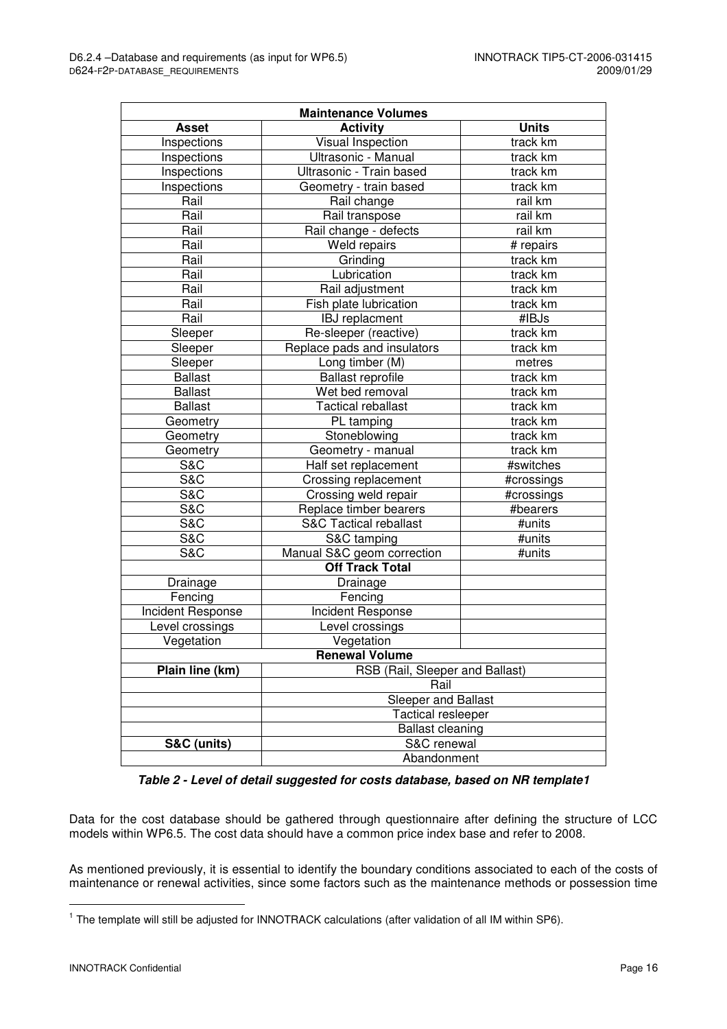| Maintenance Volumes | | |
|---|---|---|
| **Asset** | **Activity** | **Units** |
| Inspections | Visual Inspection | track km |
| Inspections | Ultrasonic - Manual | track km |
| Inspections | Ultrasonic - Train based | track km |
| Inspections | Geometry - train based | track km |
| Rail | Rail change | rail km |
| Rail | Rail transpose | rail km |
| Rail | Rail change - defects | rail km |
| Rail | Weld repairs | # repairs |
| Rail | Grinding | track km |
| Rail | Lubrication | track km |
| Rail | Rail adjustment | track km |
| Rail | Fish plate lubrication | track km |
| Rail | IBJ replacment | #IBJs |
| Sleeper | Re-sleeper (reactive) | track km |
| Sleeper | Replace pads and insulators | track km |
| Sleeper | Long timber (M) | metres |
| Ballast | Ballast reprofile | track km |
| Ballast | Wet bed removal | track km |
| Ballast | Tactical reballast | track km |
| Geometry | PL tamping | track km |
| Geometry | Stoneblowing | track km |
| Geometry | Geometry - manual | track km |
| S&C | Half set replacement | #switches |
| S&C | Crossing replacement | #crossings |
| S&C | Crossing weld repair | #crossings |
| S&C | Replace timber bearers | #bearers |
| S&C | S&C Tactical reballast | #units |
| S&C | S&C tamping | #units |
| S&C | Manual S&C geom correction | #units |
| | **Off Track Total** | |
| Drainage | Drainage | |
| Fencing | Fencing | |
| Incident Response | Incident Response | |
| Level crossings | Level crossings | |
| Vegetation | Vegetation | |
| **Renewal Volume** | | |
| **Plain line (km)** | RSB (Rail, Sleeper and Ballast) | |
| | Rail | |
| | Sleeper and Ballast | |
| | Tactical resleeper | |
| | Ballast cleaning | |
| **S&C (units)** | S&C renewal | |
| | Abandonment | |

***Table 2 - Level of detail suggested for costs database, based on NR template1***

Data for the cost database should be gathered through questionnaire after defining the structure of LCC models within WP6.5. The cost data should have a common price index base and refer to 2008.

As mentioned previously, it is essential to identify the boundary conditions associated to each of the costs of maintenance or renewal activities, since some factors such as the maintenance methods or possession time

[1] The template will still be adjusted for INNOTRACK calculations (after validation of all IM within SP6).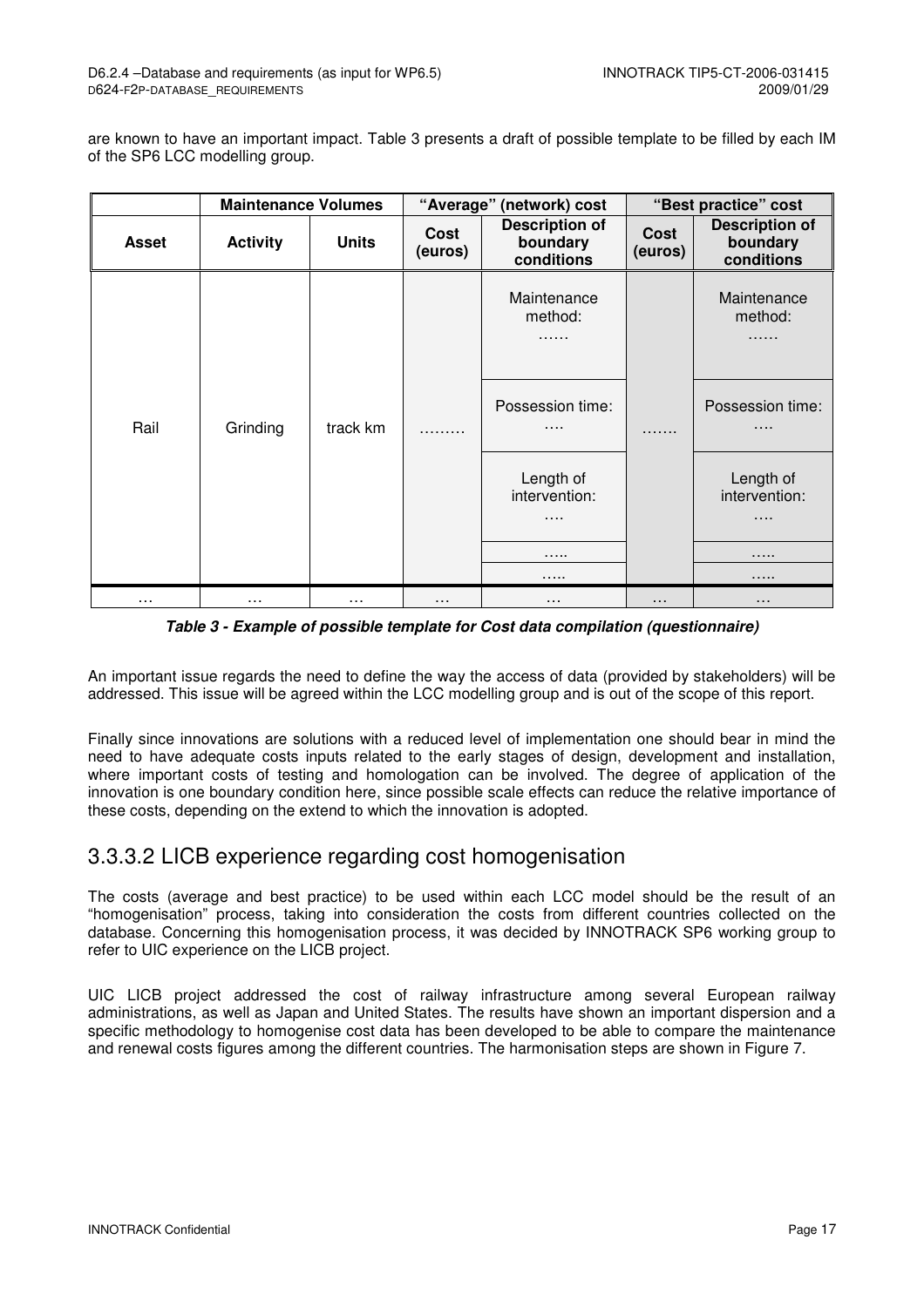are known to have an important impact. Table 3 presents a draft of possible template to be filled by each IM of the SP6 LCC modelling group.

| | Maintenance Volumes | | "Average" (network) cost | | "Best practice" cost | |
|---|---|---|---|---|---|---|
| **Asset** | **Activity** | **Units** | **Cost (euros)** | **Description of boundary conditions** | **Cost (euros)** | **Description of boundary conditions** |
| Rail | Grinding | track km | ……… | Maintenance method: …… | ……. | Maintenance method: …… |
| | | | | Possession time: …. | | Possession time: …. |
| | | | | Length of intervention: …. | | Length of intervention: …. |
| | | | | ….. | | ….. |
| | | | | ….. | | ….. |
| … | … | … | … | … | … | … |

***Table 3 - Example of possible template for Cost data compilation (questionnaire)***

An important issue regards the need to define the way the access of data (provided by stakeholders) will be addressed. This issue will be agreed within the LCC modelling group and is out of the scope of this report.

Finally since innovations are solutions with a reduced level of implementation one should bear in mind the need to have adequate costs inputs related to the early stages of design, development and installation, where important costs of testing and homologation can be involved. The degree of application of the innovation is one boundary condition here, since possible scale effects can reduce the relative importance of these costs, depending on the extend to which the innovation is adopted.

## 3.3.3.2 LICB experience regarding cost homogenisation

The costs (average and best practice) to be used within each LCC model should be the result of an "homogenisation" process, taking into consideration the costs from different countries collected on the database. Concerning this homogenisation process, it was decided by INNOTRACK SP6 working group to refer to UIC experience on the LICB project.

UIC LICB project addressed the cost of railway infrastructure among several European railway administrations, as well as Japan and United States. The results have shown an important dispersion and a specific methodology to homogenise cost data has been developed to be able to compare the maintenance and renewal costs figures among the different countries. The harmonisation steps are shown in Figure 7.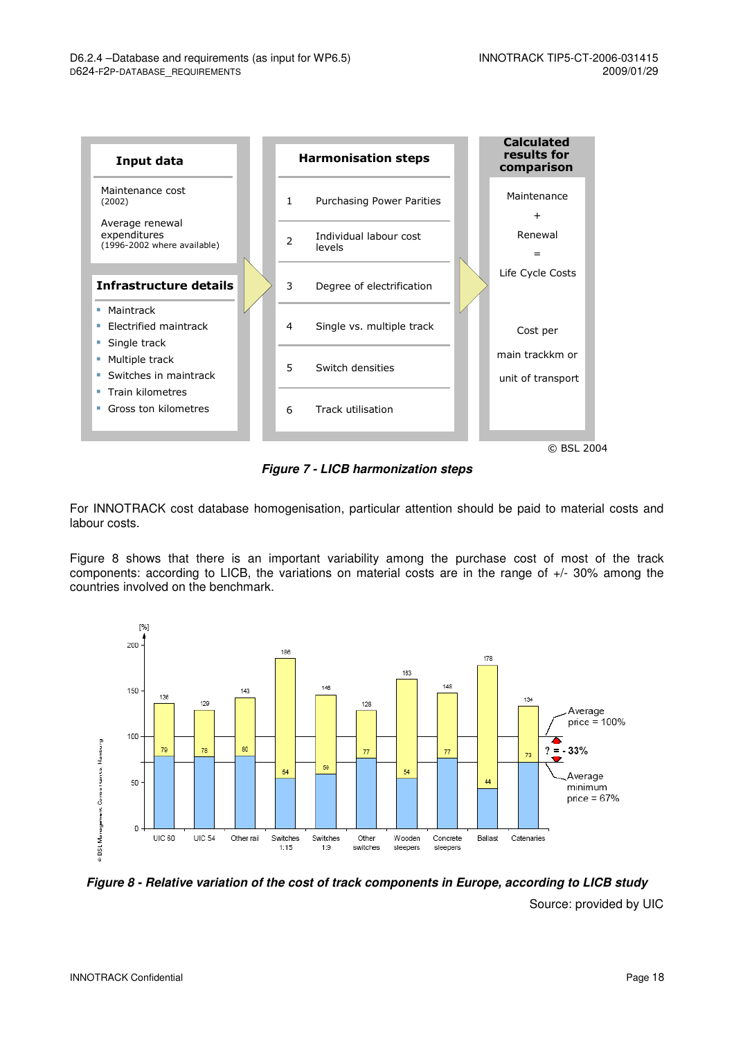| Input data | Harmonisation steps | | Calculated results for comparison |
|---|---|---|---|
| Maintenance cost (2002) | 1 | Purchasing Power Parities | Maintenance |
| Average renewal expenditures (1996-2002 where available) | 2 | Individual labour cost levels | + |
| **Infrastructure details** | 3 | Degree of electrification | Renewal |
| Maintrack | 4 | Single vs. multiple track | = |
| Electrified maintrack | 5 | Switch densities | Life Cycle Costs |
| Single track | 6 | Track utilisation | Cost per main trackkm or unit of transport |
| Multiple track | | | |
| Switches in maintrack | | | |
| Train kilometres | | | |
| Gross ton kilometres | | | |

© BSL 2004

***Figure 7 - LICB harmonization steps***

For INNOTRACK cost database homogenisation, particular attention should be paid to material costs and labour costs.

Figure 8 shows that there is an important variability among the purchase cost of most of the track components: according to LICB, the variations on material costs are in the range of +/- 30% among the countries involved on the benchmark.

| Component [%] | Minimum | Maximum |
|---|---|---|
| UIC 60 | 79 | 136 |
| UIC 54 | 78 | 129 |
| Other rail | 80 | 143 |
| Switches 1:15 | 54 | 186 |
| Switches 1:9 | 59 | 146 |
| Other switches | 77 | 128 |
| Wooden sleepers | 54 | 163 |
| Concrete sleepers | 77 | 148 |
| Ballast | 44 | 178 |
| Catenaries | 73 | 134 |

Average price = 100%; Average minimum price = 67%; ? = - 33%

© BSL Management Consultants, Hamburg

***Figure 8 - Relative variation of the cost of track components in Europe, according to LICB study***

Source: provided by UIC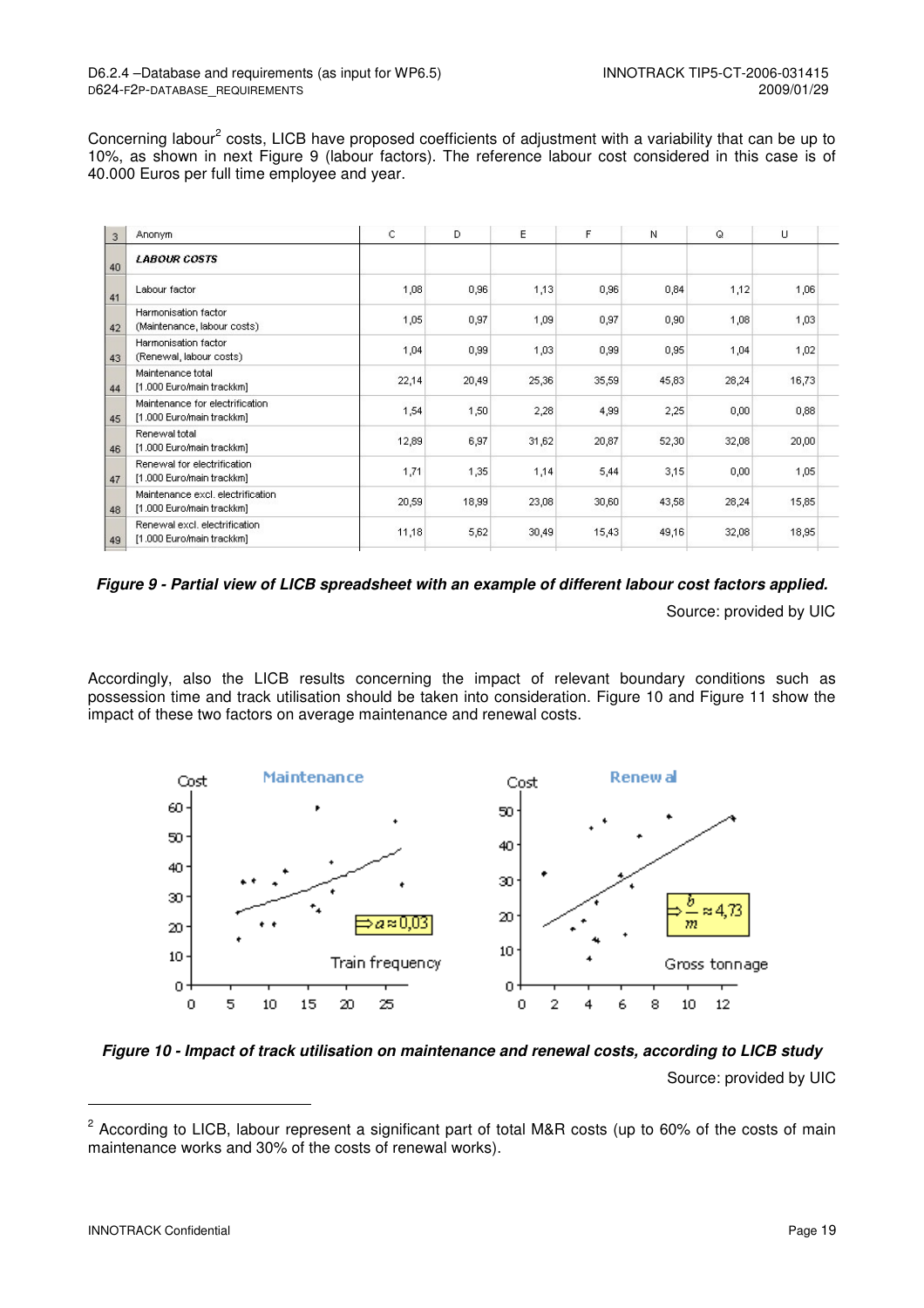Concerning labour[2] costs, LICB have proposed coefficients of adjustment with a variability that can be up to 10%, as shown in next Figure 9 (labour factors). The reference labour cost considered in this case is of 40.000 Euros per full time employee and year.

| 3 | Anonym | C | D | E | F | N | Q | U |
|---|---|---|---|---|---|---|---|---|
| 40 | ***LABOUR COSTS*** | | | | | | | |
| 41 | Labour factor | 1,08 | 0,96 | 1,13 | 0,96 | 0,84 | 1,12 | 1,06 |
| 42 | Harmonisation factor (Maintenance, labour costs) | 1,05 | 0,97 | 1,09 | 0,97 | 0,90 | 1,08 | 1,03 |
| 43 | Harmonisation factor (Renewal, labour costs) | 1,04 | 0,99 | 1,03 | 0,99 | 0,95 | 1,04 | 1,02 |
| 44 | Maintenance total [1.000 Euro/main trackkm] | 22,14 | 20,49 | 25,36 | 35,59 | 45,83 | 28,24 | 16,73 |
| 45 | Maintenance for electrification [1.000 Euro/main trackkm] | 1,54 | 1,50 | 2,28 | 4,99 | 2,25 | 0,00 | 0,88 |
| 46 | Renewal total [1.000 Euro/main trackkm] | 12,89 | 6,97 | 31,62 | 20,87 | 52,30 | 32,08 | 20,00 |
| 47 | Renewal for electrification [1.000 Euro/main trackkm] | 1,71 | 1,35 | 1,14 | 5,44 | 3,15 | 0,00 | 1,05 |
| 48 | Maintenance excl. electrification [1.000 Euro/main trackkm] | 20,59 | 18,99 | 23,08 | 30,60 | 43,58 | 28,24 | 15,85 |
| 49 | Renewal excl. electrification [1.000 Euro/main trackkm] | 11,18 | 5,62 | 30,49 | 15,43 | 49,16 | 32,08 | 18,95 |

***Figure 9 - Partial view of LICB spreadsheet with an example of different labour cost factors applied.***

Source: provided by UIC

Accordingly, also the LICB results concerning the impact of relevant boundary conditions such as possession time and track utilisation should be taken into consideration. Figure 10 and Figure 11 show the impact of these two factors on average maintenance and renewal costs.

***Figure 10 - Impact of track utilisation on maintenance and renewal costs, according to LICB study***

Source: provided by UIC

[2] According to LICB, labour represent a significant part of total M&R costs (up to 60% of the costs of main maintenance works and 30% of the costs of renewal works).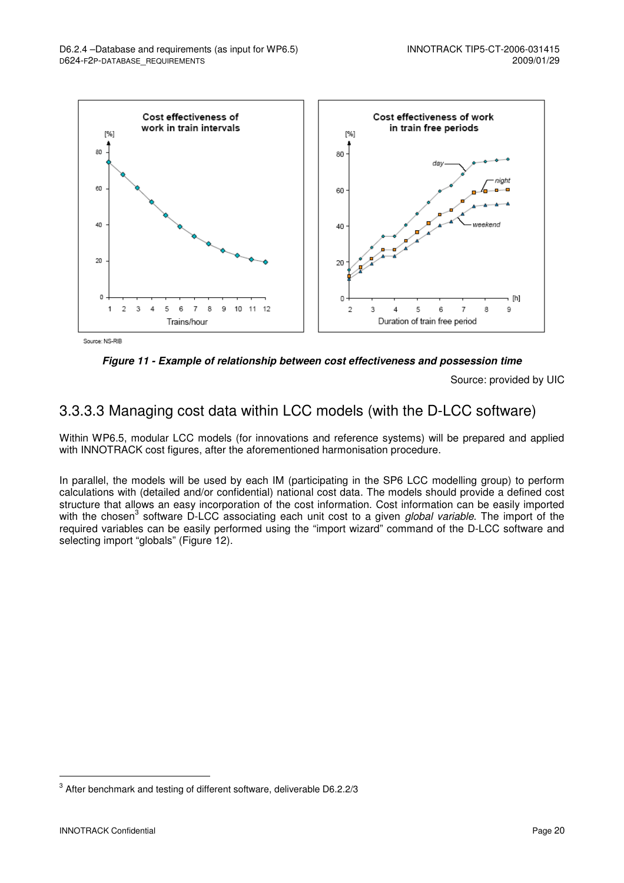Figure 11 - Example of relationship between cost effectiveness and possession time

Source: provided by UIC

### 3.3.3.3 Managing cost data within LCC models (with the D-LCC software)

Within WP6.5, modular LCC models (for innovations and reference systems) will be prepared and applied with INNOTRACK cost figures, after the aforementioned harmonisation procedure.

In parallel, the models will be used by each IM (participating in the SP6 LCC modelling group) to perform calculations with (detailed and/or confidential) national cost data. The models should provide a defined cost structure that allows an easy incorporation of the cost information. Cost information can be easily imported with the chosen[3] software D-LCC associating each unit cost to a given *global variable*. The import of the required variables can be easily performed using the "import wizard" command of the D-LCC software and selecting import "globals" (Figure 12).

[3] After benchmark and testing of different software, deliverable D6.2.2/3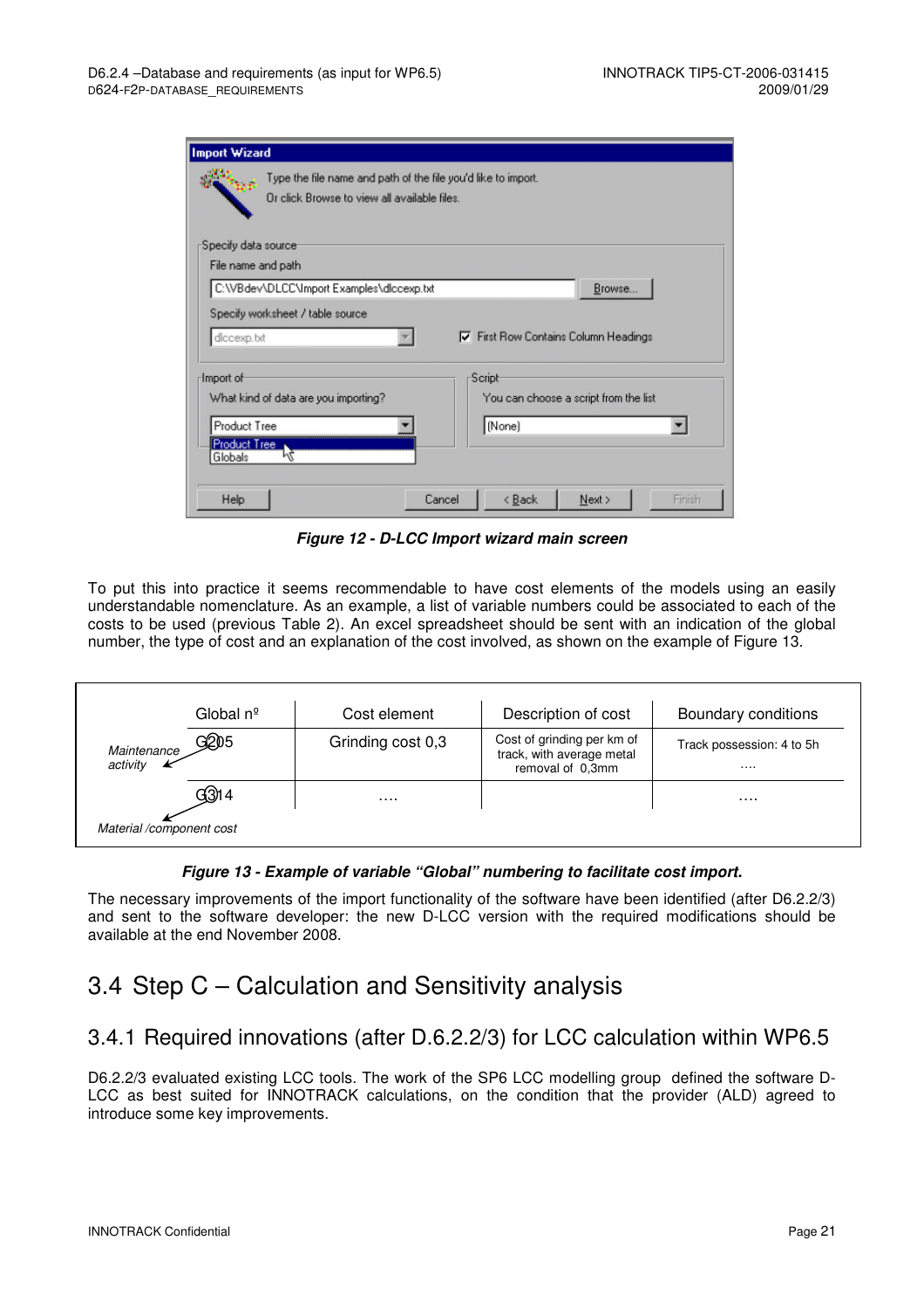**Figure 12 - D-LCC Import wizard main screen**

To put this into practice it seems recommendable to have cost elements of the models using an easily understandable nomenclature. As an example, a list of variable numbers could be associated to each of the costs to be used (previous Table 2). An excel spreadsheet should be sent with an indication of the global number, the type of cost and an explanation of the cost involved, as shown on the example of Figure 13.

| | Global nº | Cost element | Description of cost | Boundary conditions |
|---|---|---|---|---|
| *Maintenance activity* | G205 | Grinding cost 0,3 | Cost of grinding per km of track, with average metal removal of 0,3mm | Track possession: 4 to 5h …. |
| *Material /component cost* | G314 | …. | | …. |

**Figure 13 - Example of variable "Global" numbering to facilitate cost import.**

The necessary improvements of the import functionality of the software have been identified (after D6.2.2/3) and sent to the software developer: the new D-LCC version with the required modifications should be available at the end November 2008.

## 3.4 Step C – Calculation and Sensitivity analysis

### 3.4.1 Required innovations (after D.6.2.2/3) for LCC calculation within WP6.5

D6.2.2/3 evaluated existing LCC tools. The work of the SP6 LCC modelling group defined the software D-LCC as best suited for INNOTRACK calculations, on the condition that the provider (ALD) agreed to introduce some key improvements.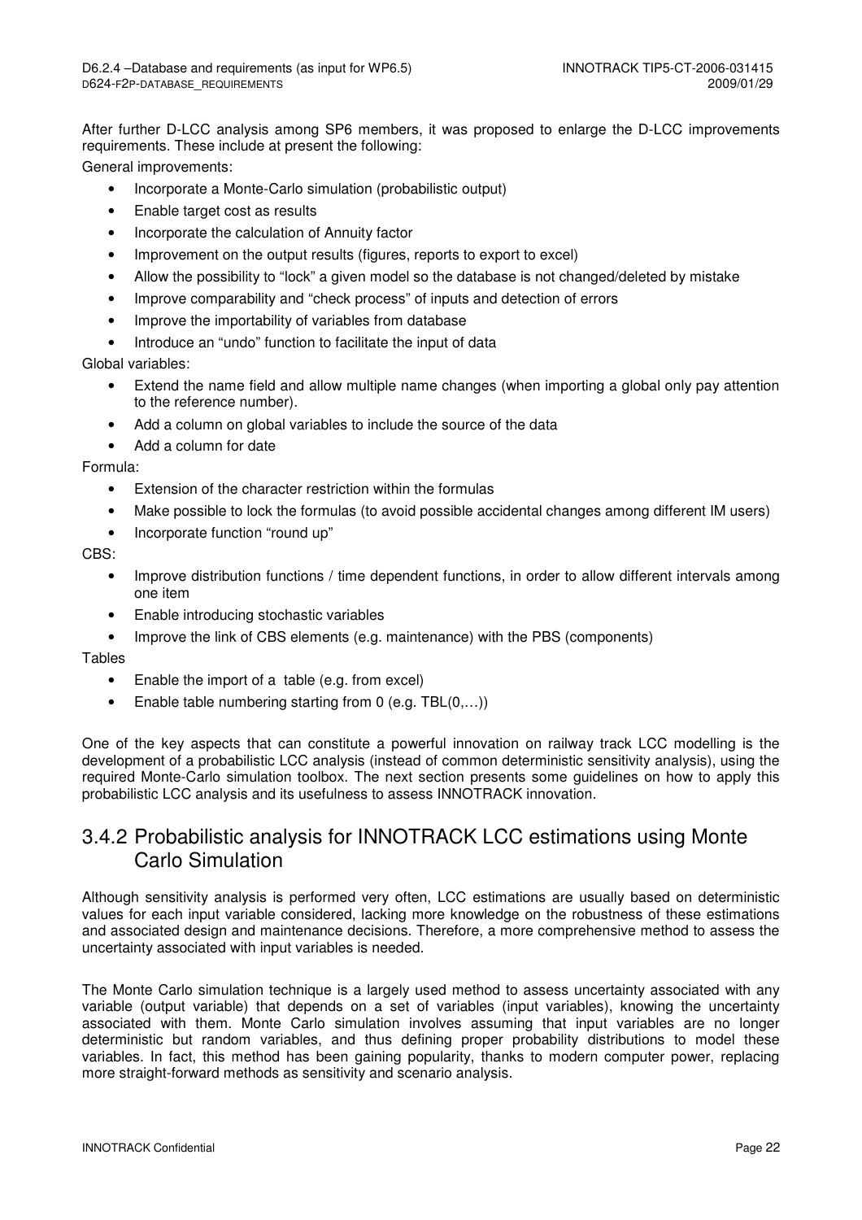After further D-LCC analysis among SP6 members, it was proposed to enlarge the D-LCC improvements requirements. These include at present the following:

General improvements:

- Incorporate a Monte-Carlo simulation (probabilistic output)
- Enable target cost as results
- Incorporate the calculation of Annuity factor
- Improvement on the output results (figures, reports to export to excel)
- Allow the possibility to “lock” a given model so the database is not changed/deleted by mistake
- Improve comparability and “check process” of inputs and detection of errors
- Improve the importability of variables from database
- Introduce an “undo” function to facilitate the input of data

Global variables:

- Extend the name field and allow multiple name changes (when importing a global only pay attention to the reference number).
- Add a column on global variables to include the source of the data
- Add a column for date

Formula:

- Extension of the character restriction within the formulas
- Make possible to lock the formulas (to avoid possible accidental changes among different IM users)
- Incorporate function “round up”

CBS:

- Improve distribution functions / time dependent functions, in order to allow different intervals among one item
- Enable introducing stochastic variables
- Improve the link of CBS elements (e.g. maintenance) with the PBS (components)

Tables

- Enable the import of a table (e.g. from excel)
- Enable table numbering starting from 0 (e.g. TBL(0,…))

One of the key aspects that can constitute a powerful innovation on railway track LCC modelling is the development of a probabilistic LCC analysis (instead of common deterministic sensitivity analysis), using the required Monte-Carlo simulation toolbox. The next section presents some guidelines on how to apply this probabilistic LCC analysis and its usefulness to assess INNOTRACK innovation.

## 3.4.2 Probabilistic analysis for INNOTRACK LCC estimations using Monte Carlo Simulation

Although sensitivity analysis is performed very often, LCC estimations are usually based on deterministic values for each input variable considered, lacking more knowledge on the robustness of these estimations and associated design and maintenance decisions. Therefore, a more comprehensive method to assess the uncertainty associated with input variables is needed.

The Monte Carlo simulation technique is a largely used method to assess uncertainty associated with any variable (output variable) that depends on a set of variables (input variables), knowing the uncertainty associated with them. Monte Carlo simulation involves assuming that input variables are no longer deterministic but random variables, and thus defining proper probability distributions to model these variables. In fact, this method has been gaining popularity, thanks to modern computer power, replacing more straight-forward methods as sensitivity and scenario analysis.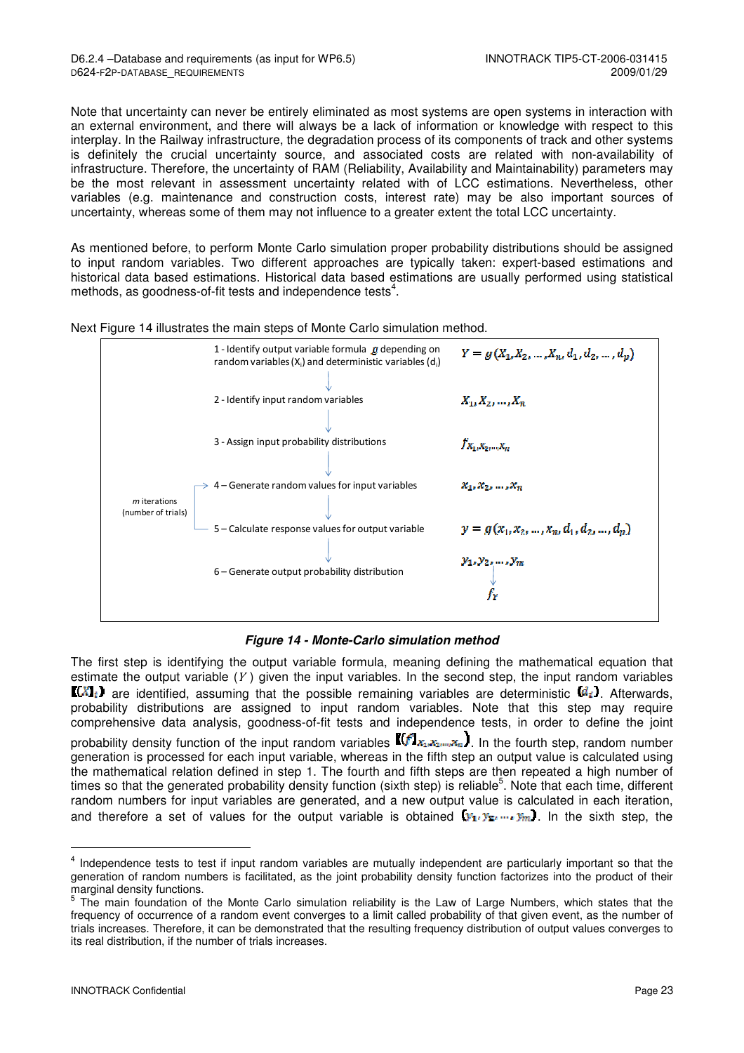Note that uncertainty can never be entirely eliminated as most systems are open systems in interaction with an external environment, and there will always be a lack of information or knowledge with respect to this interplay. In the Railway infrastructure, the degradation process of its components of track and other systems is definitely the crucial uncertainty source, and associated costs are related with non-availability of infrastructure. Therefore, the uncertainty of RAM (Reliability, Availability and Maintainability) parameters may be the most relevant in assessment uncertainty related with of LCC estimations. Nevertheless, other variables (e.g. maintenance and construction costs, interest rate) may be also important sources of uncertainty, whereas some of them may not influence to a greater extent the total LCC uncertainty.

As mentioned before, to perform Monte Carlo simulation proper probability distributions should be assigned to input random variables. Two different approaches are typically taken: expert-based estimations and historical data based estimations. Historical data based estimations are usually performed using statistical methods, as goodness-of-fit tests and independence tests[4].

Next Figure 14 illustrates the main steps of Monte Carlo simulation method.

| Step | Notation |
|---|---|
| 1 - Identify output variable formula $g$ depending on random variables ($X_i$) and deterministic variables ($d_i$) | $Y = g(X_1, X_2, \ldots, X_n, d_1, d_2, \ldots, d_p)$ |
| 2 - Identify input random variables | $X_1, X_2, \ldots, X_n$ |
| 3 - Assign input probability distributions | $f_{X_1, X_2, \ldots, X_n}$ |
| 4 – Generate random values for input variables (repeated for *m* iterations (number of trials)) | $x_1, x_2, \ldots, x_n$ |
| 5 – Calculate response values for output variable (repeated for *m* iterations (number of trials)) | $y = g(x_1, x_2, \ldots, x_n, d_1, d_2, \ldots, d_p)$ |
| 6 – Generate output probability distribution | $y_1, y_2, \ldots, y_m \rightarrow f_Y$ |

***Figure 14 - Monte-Carlo simulation method***

The first step is identifying the output variable formula, meaning defining the mathematical equation that estimate the output variable ($Y$) given the input variables. In the second step, the input random variables $(X_i)$ are identified, assuming that the possible remaining variables are deterministic $(d_i)$. Afterwards, probability distributions are assigned to input random variables. Note that this step may require comprehensive data analysis, goodness-of-fit tests and independence tests, in order to define the joint probability density function of the input random variables $(f_{X_1, X_2, \ldots, X_n})$. In the fourth step, random number generation is processed for each input variable, whereas in the fifth step an output value is calculated using the mathematical relation defined in step 1. The fourth and fifth steps are then repeated a high number of times so that the generated probability density function (sixth step) is reliable[5]. Note that each time, different random numbers for input variables are generated, and a new output value is calculated in each iteration, and therefore a set of values for the output variable is obtained $(y_1, y_2, \ldots, y_m)$. In the sixth step, the

---

[4] Independence tests to test if input random variables are mutually independent are particularly important so that the generation of random numbers is facilitated, as the joint probability density function factorizes into the product of their marginal density functions.

[5] The main foundation of the Monte Carlo simulation reliability is the Law of Large Numbers, which states that the frequency of occurrence of a random event converges to a limit called probability of that given event, as the number of trials increases. Therefore, it can be demonstrated that the resulting frequency distribution of output values converges to its real distribution, if the number of trials increases.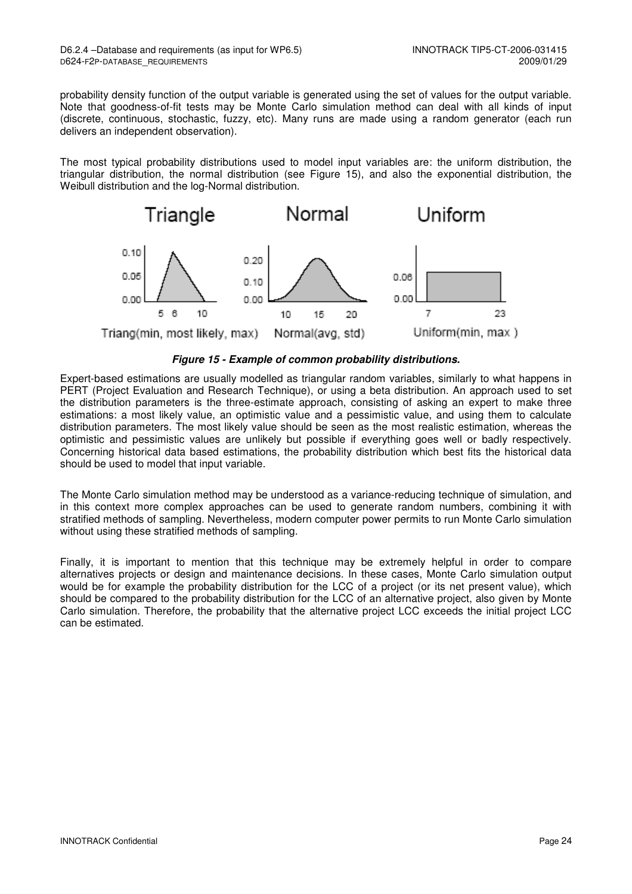probability density function of the output variable is generated using the set of values for the output variable. Note that goodness-of-fit tests may be Monte Carlo simulation method can deal with all kinds of input (discrete, continuous, stochastic, fuzzy, etc). Many runs are made using a random generator (each run delivers an independent observation).

The most typical probability distributions used to model input variables are: the uniform distribution, the triangular distribution, the normal distribution (see Figure 15), and also the exponential distribution, the Weibull distribution and the log-Normal distribution.

**Figure 15 - Example of common probability distributions.**

Expert-based estimations are usually modelled as triangular random variables, similarly to what happens in PERT (Project Evaluation and Research Technique), or using a beta distribution. An approach used to set the distribution parameters is the three-estimate approach, consisting of asking an expert to make three estimations: a most likely value, an optimistic value and a pessimistic value, and using them to calculate distribution parameters. The most likely value should be seen as the most realistic estimation, whereas the optimistic and pessimistic values are unlikely but possible if everything goes well or badly respectively. Concerning historical data based estimations, the probability distribution which best fits the historical data should be used to model that input variable.

The Monte Carlo simulation method may be understood as a variance-reducing technique of simulation, and in this context more complex approaches can be used to generate random numbers, combining it with stratified methods of sampling. Nevertheless, modern computer power permits to run Monte Carlo simulation without using these stratified methods of sampling.

Finally, it is important to mention that this technique may be extremely helpful in order to compare alternatives projects or design and maintenance decisions. In these cases, Monte Carlo simulation output would be for example the probability distribution for the LCC of a project (or its net present value), which should be compared to the probability distribution for the LCC of an alternative project, also given by Monte Carlo simulation. Therefore, the probability that the alternative project LCC exceeds the initial project LCC can be estimated.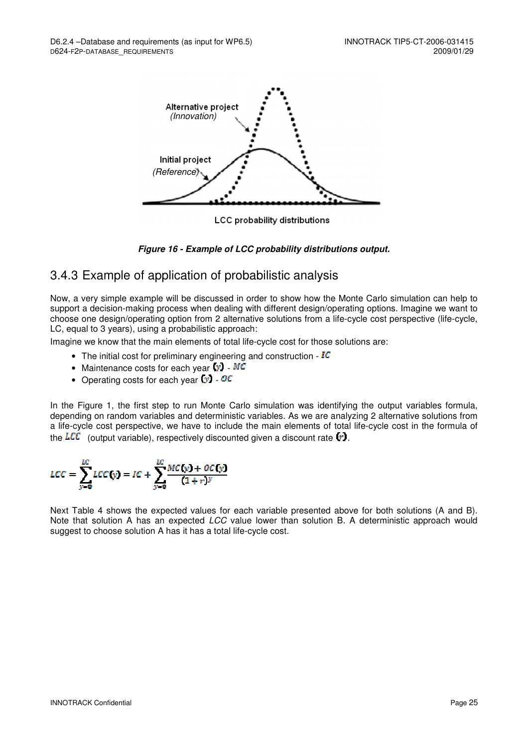Figure 16 - Example of LCC probability distributions output.

## 3.4.3 Example of application of probabilistic analysis

Now, a very simple example will be discussed in order to show how the Monte Carlo simulation can help to support a decision-making process when dealing with different design/operating options. Imagine we want to choose one design/operating option from 2 alternative solutions from a life-cycle cost perspective (life-cycle, LC, equal to 3 years), using a probabilistic approach:

Imagine we know that the main elements of total life-cycle cost for those solutions are:

- The initial cost for preliminary engineering and construction - $IC$
- Maintenance costs for each year $(y)$ - $MC$
- Operating costs for each year $(y)$ - $OC$

In the Figure 1, the first step to run Monte Carlo simulation was identifying the output variables formula, depending on random variables and deterministic variables. As we are analyzing 2 alternative solutions from a life-cycle cost perspective, we have to include the main elements of total life-cycle cost in the formula of the $LCC$ (output variable), respectively discounted given a discount rate $(r)$.

$$LCC = \sum_{y=0}^{LC} LCC(y) = IC + \sum_{y=0}^{LC} \frac{MC(y) + OC(y)}{(1+r)^y}$$

Next Table 4 shows the expected values for each variable presented above for both solutions (A and B). Note that solution A has an expected *LCC* value lower than solution B. A deterministic approach would suggest to choose solution A has it has a total life-cycle cost.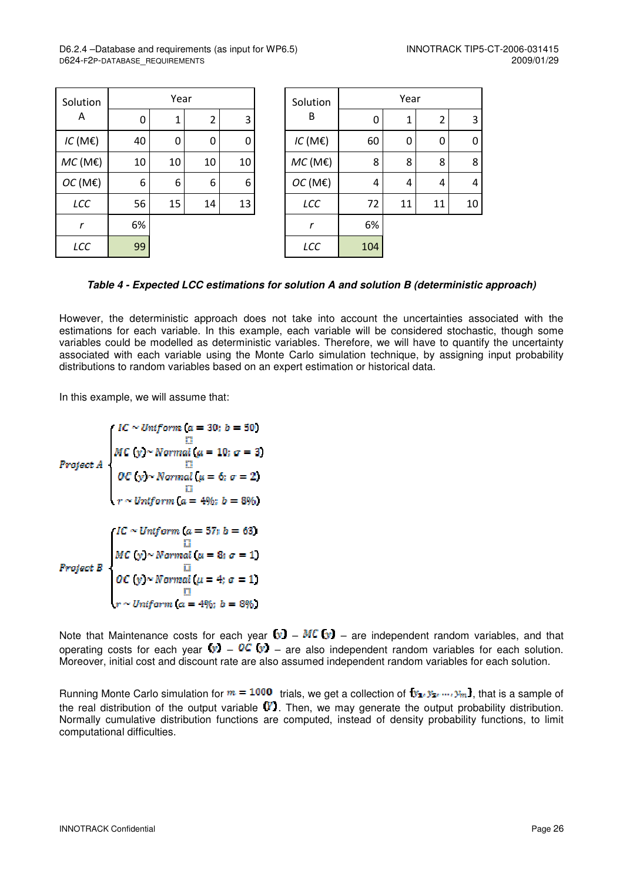| Solution A | Year | | | |
|---|---|---|---|---|
| | 0 | 1 | 2 | 3 |
| *IC* (M€) | 40 | 0 | 0 | 0 |
| *MC* (M€) | 10 | 10 | 10 | 10 |
| *OC* (M€) | 6 | 6 | 6 | 6 |
| *LCC* | 56 | 15 | 14 | 13 |
| *r* | 6% | | | |
| *LCC* | 99 | | | |

| Solution B | Year | | | |
|---|---|---|---|---|
| | 0 | 1 | 2 | 3 |
| *IC* (M€) | 60 | 0 | 0 | 0 |
| *MC* (M€) | 8 | 8 | 8 | 8 |
| *OC* (M€) | 4 | 4 | 4 | 4 |
| *LCC* | 72 | 11 | 11 | 10 |
| *r* | 6% | | | |
| *LCC* | 104 | | | |

***Table 4 - Expected LCC estimations for solution A and solution B (deterministic approach)***

However, the deterministic approach does not take into account the uncertainties associated with the estimations for each variable. In this example, each variable will be considered stochastic, though some variables could be modelled as deterministic variables. Therefore, we will have to quantify the uncertainty associated with each variable using the Monte Carlo simulation technique, by assigning input probability distributions to random variables based on an expert estimation or historical data.

In this example, we will assume that:

$$Project\ A \begin{cases} IC \sim Uniform\ (a = 30;\ b = 50) \\ MC\ (y) \sim Normal\ (\mu = 10;\ \sigma = 3) \\ OC\ (y) \sim Normal\ (\mu = 6;\ \sigma = 2) \\ r \sim Uniform\ (a = 4\%;\ b = 8\%) \end{cases}$$

$$Project\ B \begin{cases} IC \sim Uniform\ (a = 57;\ b = 63) \\ MC\ (y) \sim Normal\ (\mu = 8;\ \sigma = 1) \\ OC\ (y) \sim Normal\ (\mu = 4;\ \sigma = 1) \\ r \sim Uniform\ (a = 4\%;\ b = 8\%) \end{cases}$$

Note that Maintenance costs for each year $(y)$ – $MC\ (y)$ – are independent random variables, and that operating costs for each year $(y)$ – $OC\ (y)$ – are also independent random variables for each solution. Moreover, initial cost and discount rate are also assumed independent random variables for each solution.

Running Monte Carlo simulation for $m = 1000$ trials, we get a collection of $\{y_1, y_2, \dots, y_m\}$, that is a sample of the real distribution of the output variable $(Y)$. Then, we may generate the output probability distribution. Normally cumulative distribution functions are computed, instead of density probability functions, to limit computational difficulties.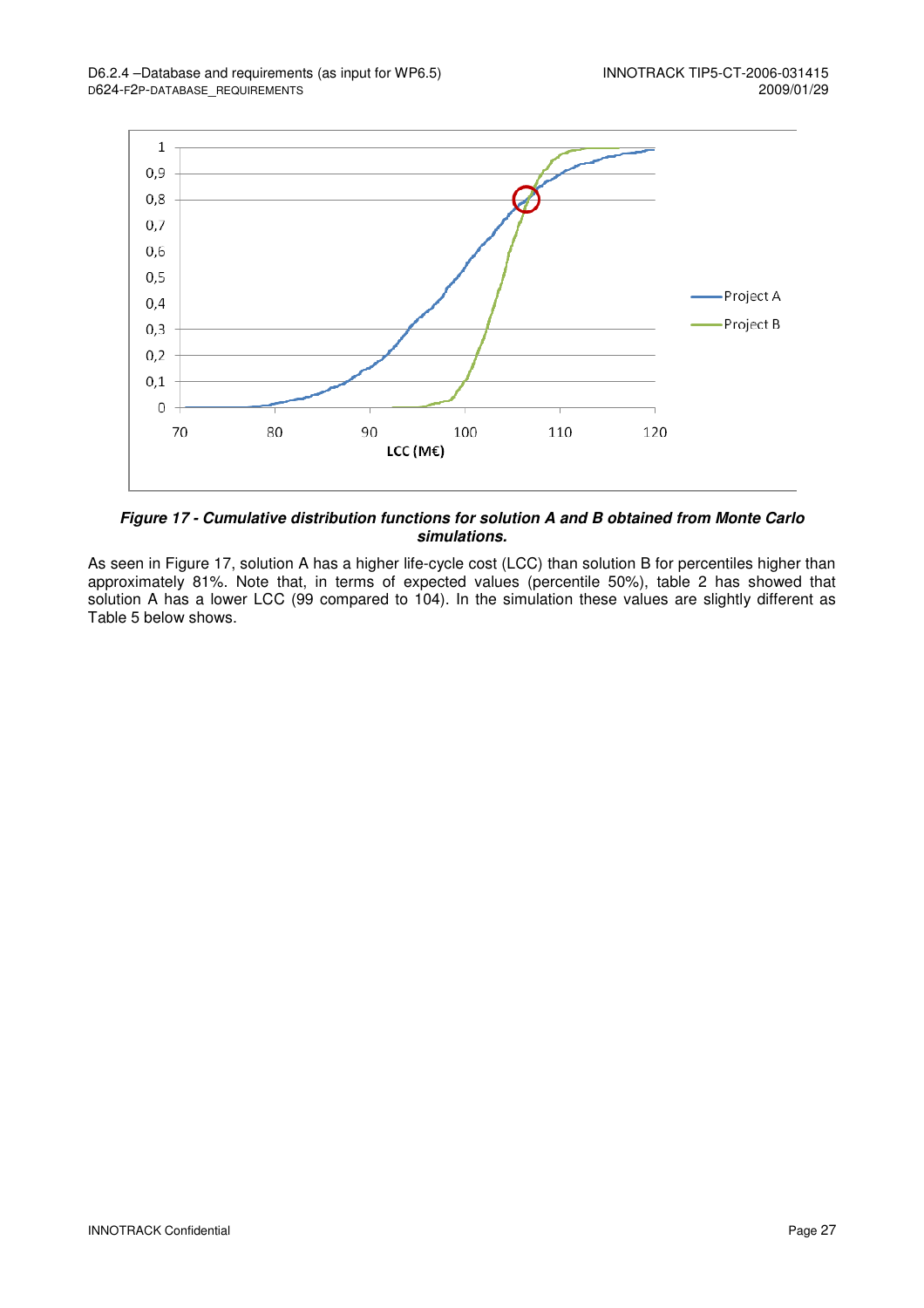*Figure 17 - Cumulative distribution functions for solution A and B obtained from Monte Carlo simulations.*

As seen in Figure 17, solution A has a higher life-cycle cost (LCC) than solution B for percentiles higher than approximately 81%. Note that, in terms of expected values (percentile 50%), table 2 has showed that solution A has a lower LCC (99 compared to 104). In the simulation these values are slightly different as Table 5 below shows.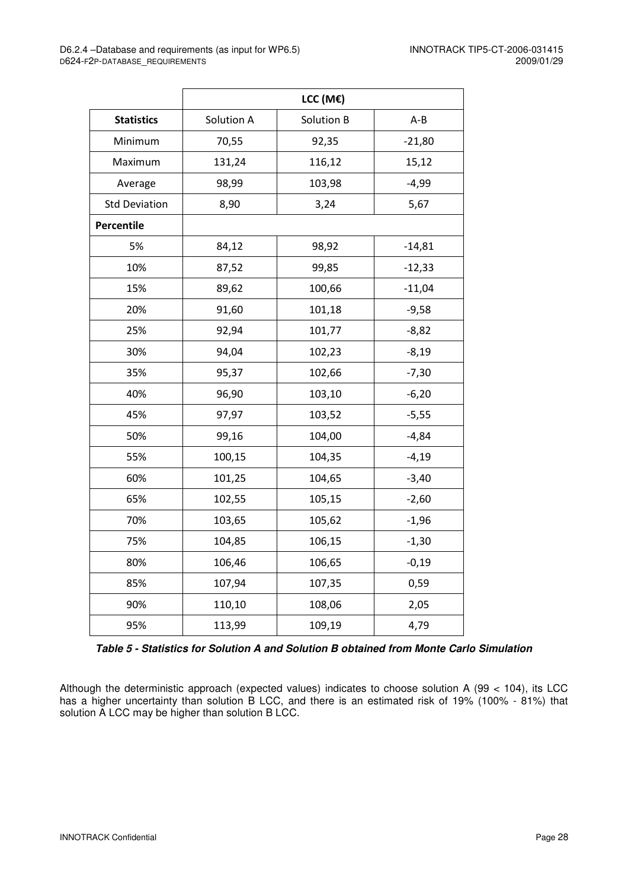| | LCC (M€) | | |
|---|---|---|---|
| **Statistics** | Solution A | Solution B | A-B |
| Minimum | 70,55 | 92,35 | -21,80 |
| Maximum | 131,24 | 116,12 | 15,12 |
| Average | 98,99 | 103,98 | -4,99 |
| Std Deviation | 8,90 | 3,24 | 5,67 |
| **Percentile** | | | |
| 5% | 84,12 | 98,92 | -14,81 |
| 10% | 87,52 | 99,85 | -12,33 |
| 15% | 89,62 | 100,66 | -11,04 |
| 20% | 91,60 | 101,18 | -9,58 |
| 25% | 92,94 | 101,77 | -8,82 |
| 30% | 94,04 | 102,23 | -8,19 |
| 35% | 95,37 | 102,66 | -7,30 |
| 40% | 96,90 | 103,10 | -6,20 |
| 45% | 97,97 | 103,52 | -5,55 |
| 50% | 99,16 | 104,00 | -4,84 |
| 55% | 100,15 | 104,35 | -4,19 |
| 60% | 101,25 | 104,65 | -3,40 |
| 65% | 102,55 | 105,15 | -2,60 |
| 70% | 103,65 | 105,62 | -1,96 |
| 75% | 104,85 | 106,15 | -1,30 |
| 80% | 106,46 | 106,65 | -0,19 |
| 85% | 107,94 | 107,35 | 0,59 |
| 90% | 110,10 | 108,06 | 2,05 |
| 95% | 113,99 | 109,19 | 4,79 |

***Table 5 - Statistics for Solution A and Solution B obtained from Monte Carlo Simulation***

Although the deterministic approach (expected values) indicates to choose solution A (99 < 104), its LCC has a higher uncertainty than solution B LCC, and there is an estimated risk of 19% (100% - 81%) that solution A LCC may be higher than solution B LCC.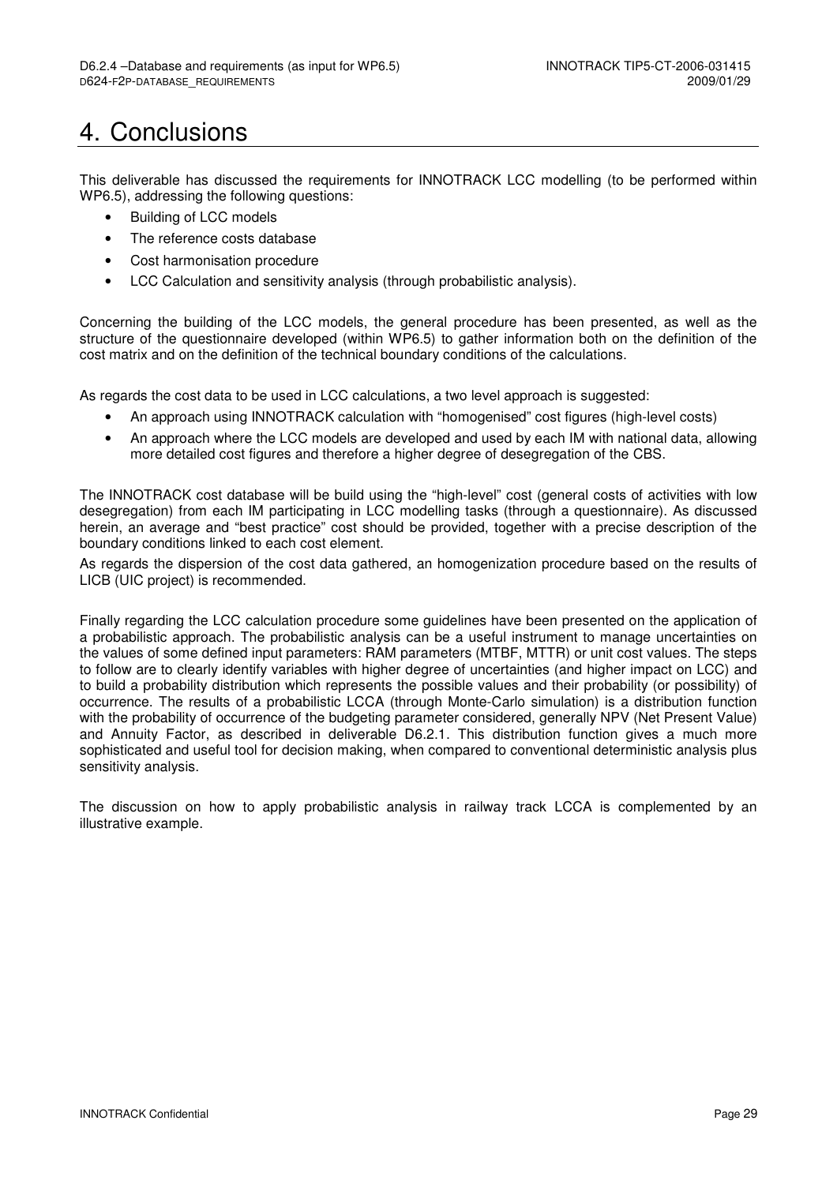# 4. Conclusions

This deliverable has discussed the requirements for INNOTRACK LCC modelling (to be performed within WP6.5), addressing the following questions:

- Building of LCC models
- The reference costs database
- Cost harmonisation procedure
- LCC Calculation and sensitivity analysis (through probabilistic analysis).

Concerning the building of the LCC models, the general procedure has been presented, as well as the structure of the questionnaire developed (within WP6.5) to gather information both on the definition of the cost matrix and on the definition of the technical boundary conditions of the calculations.

As regards the cost data to be used in LCC calculations, a two level approach is suggested:

- An approach using INNOTRACK calculation with "homogenised" cost figures (high-level costs)
- An approach where the LCC models are developed and used by each IM with national data, allowing more detailed cost figures and therefore a higher degree of desegregation of the CBS.

The INNOTRACK cost database will be build using the "high-level" cost (general costs of activities with low desegregation) from each IM participating in LCC modelling tasks (through a questionnaire). As discussed herein, an average and "best practice" cost should be provided, together with a precise description of the boundary conditions linked to each cost element.

As regards the dispersion of the cost data gathered, an homogenization procedure based on the results of LICB (UIC project) is recommended.

Finally regarding the LCC calculation procedure some guidelines have been presented on the application of a probabilistic approach. The probabilistic analysis can be a useful instrument to manage uncertainties on the values of some defined input parameters: RAM parameters (MTBF, MTTR) or unit cost values. The steps to follow are to clearly identify variables with higher degree of uncertainties (and higher impact on LCC) and to build a probability distribution which represents the possible values and their probability (or possibility) of occurrence. The results of a probabilistic LCCA (through Monte-Carlo simulation) is a distribution function with the probability of occurrence of the budgeting parameter considered, generally NPV (Net Present Value) and Annuity Factor, as described in deliverable D6.2.1. This distribution function gives a much more sophisticated and useful tool for decision making, when compared to conventional deterministic analysis plus sensitivity analysis.

The discussion on how to apply probabilistic analysis in railway track LCCA is complemented by an illustrative example.